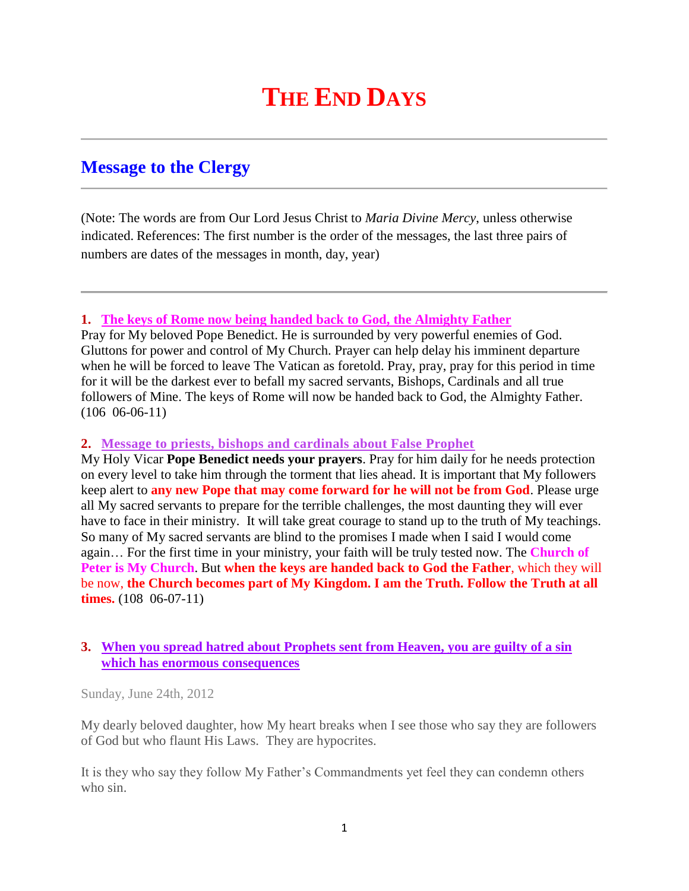# THE END DAYS

## Message to the Clergy

(Note: The words are from Our Lord Jesus Christ to *Maria Divine Mercy*, unless otherwise indicated. References: The first number is the order of the messages, the last three pairs of numbers are dates of the messages in month, day, year)

---

**1. The keys of Rome now being handed back to God, the Almighty Father**

Pray for My beloved Pope Benedict. He is surrounded by very powerful enemies of God. Gluttons for power and control of My Church. Prayer can help delay his imminent departure when he will be forced to leave The Vatican as foretold. Pray, pray, pray for this period in time for it will be the darkest ever to befall my sacred servants, Bishops, Cardinals and all true followers of Mine. The keys of Rome will now be handed back to God, the Almighty Father. (106 06-06-11)

**2. Message to priests, bishops and cardinals about False Prophet**

My Holy Vicar **Pope Benedict needs your prayers**. Pray for him daily for he needs protection on every level to take him through the torment that lies ahead. It is important that My followers keep alert to **any new Pope that may come forward for he will not be from God**. Please urge all My sacred servants to prepare for the terrible challenges, the most daunting they will ever have to face in their ministry. It will take great courage to stand up to the truth of My teachings. So many of My sacred servants are blind to the promises I made when I said I would come again… For the first time in your ministry, your faith will be truly tested now. The **Church of Peter is My Church**. But **when the keys are handed back to God the Father**, which they will be now, **the Church becomes part of My Kingdom. I am the Truth. Follow the Truth at all times.** (108 06-07-11)

**3. When you spread hatred about Prophets sent from Heaven, you are guilty of a sin which has enormous consequences**

Sunday, June 24th, 2012

My dearly beloved daughter, how My heart breaks when I see those who say they are followers of God but who flaunt His Laws. They are hypocrites.

It is they who say they follow My Father's Commandments yet feel they can condemn others who sin.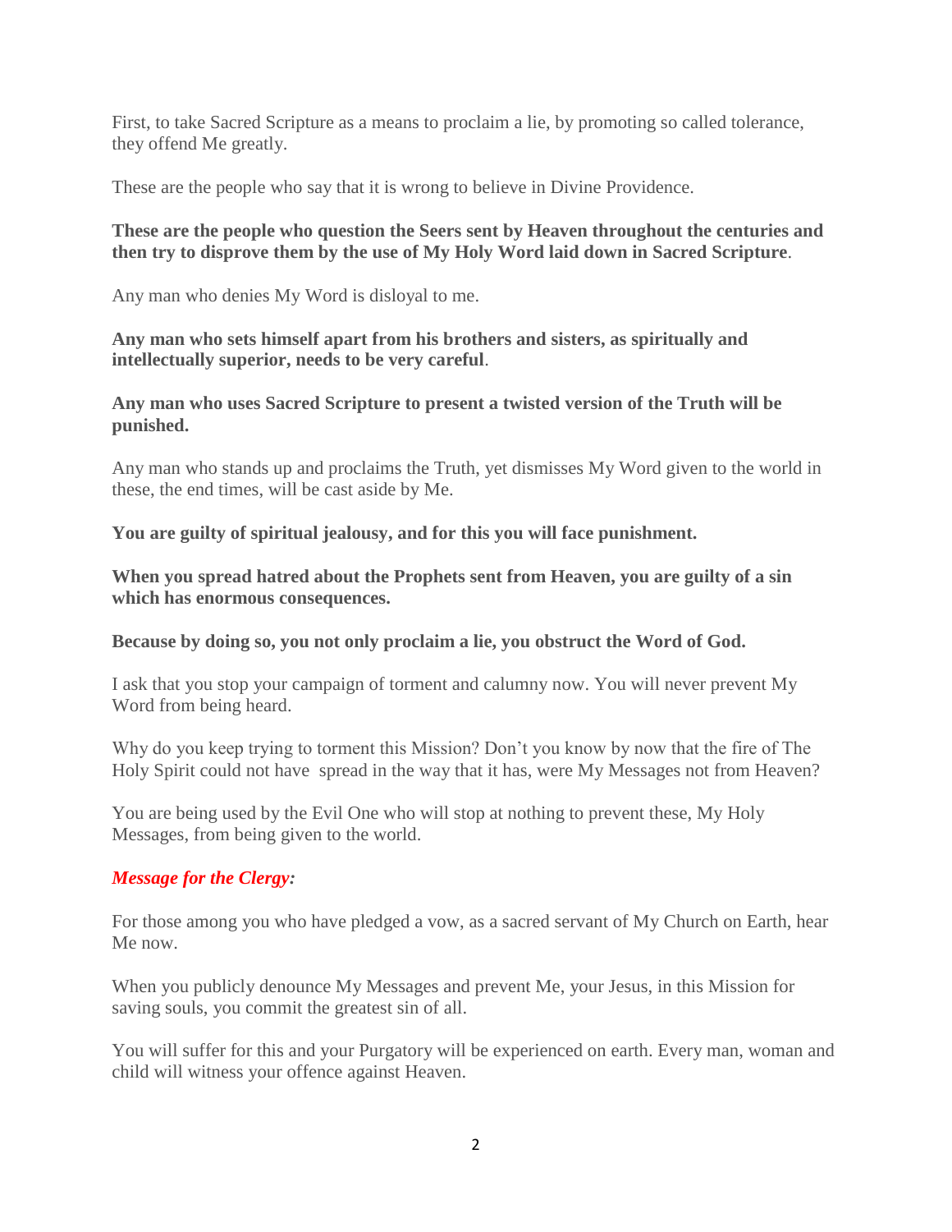First, to take Sacred Scripture as a means to proclaim a lie, by promoting so called tolerance, they offend Me greatly.

These are the people who say that it is wrong to believe in Divine Providence.

**These are the people who question the Seers sent by Heaven throughout the centuries and then try to disprove them by the use of My Holy Word laid down in Sacred Scripture**.

Any man who denies My Word is disloyal to me.

**Any man who sets himself apart from his brothers and sisters, as spiritually and intellectually superior, needs to be very careful**.

**Any man who uses Sacred Scripture to present a twisted version of the Truth will be punished.**

Any man who stands up and proclaims the Truth, yet dismisses My Word given to the world in these, the end times, will be cast aside by Me.

**You are guilty of spiritual jealousy, and for this you will face punishment.**

**When you spread hatred about the Prophets sent from Heaven, you are guilty of a sin which has enormous consequences.**

**Because by doing so, you not only proclaim a lie, you obstruct the Word of God.**

I ask that you stop your campaign of torment and calumny now. You will never prevent My Word from being heard.

Why do you keep trying to torment this Mission? Don't you know by now that the fire of The Holy Spirit could not have spread in the way that it has, were My Messages not from Heaven?

You are being used by the Evil One who will stop at nothing to prevent these, My Holy Messages, from being given to the world.

***Message for the Clergy:***

For those among you who have pledged a vow, as a sacred servant of My Church on Earth, hear Me now.

When you publicly denounce My Messages and prevent Me, your Jesus, in this Mission for saving souls, you commit the greatest sin of all.

You will suffer for this and your Purgatory will be experienced on earth. Every man, woman and child will witness your offence against Heaven.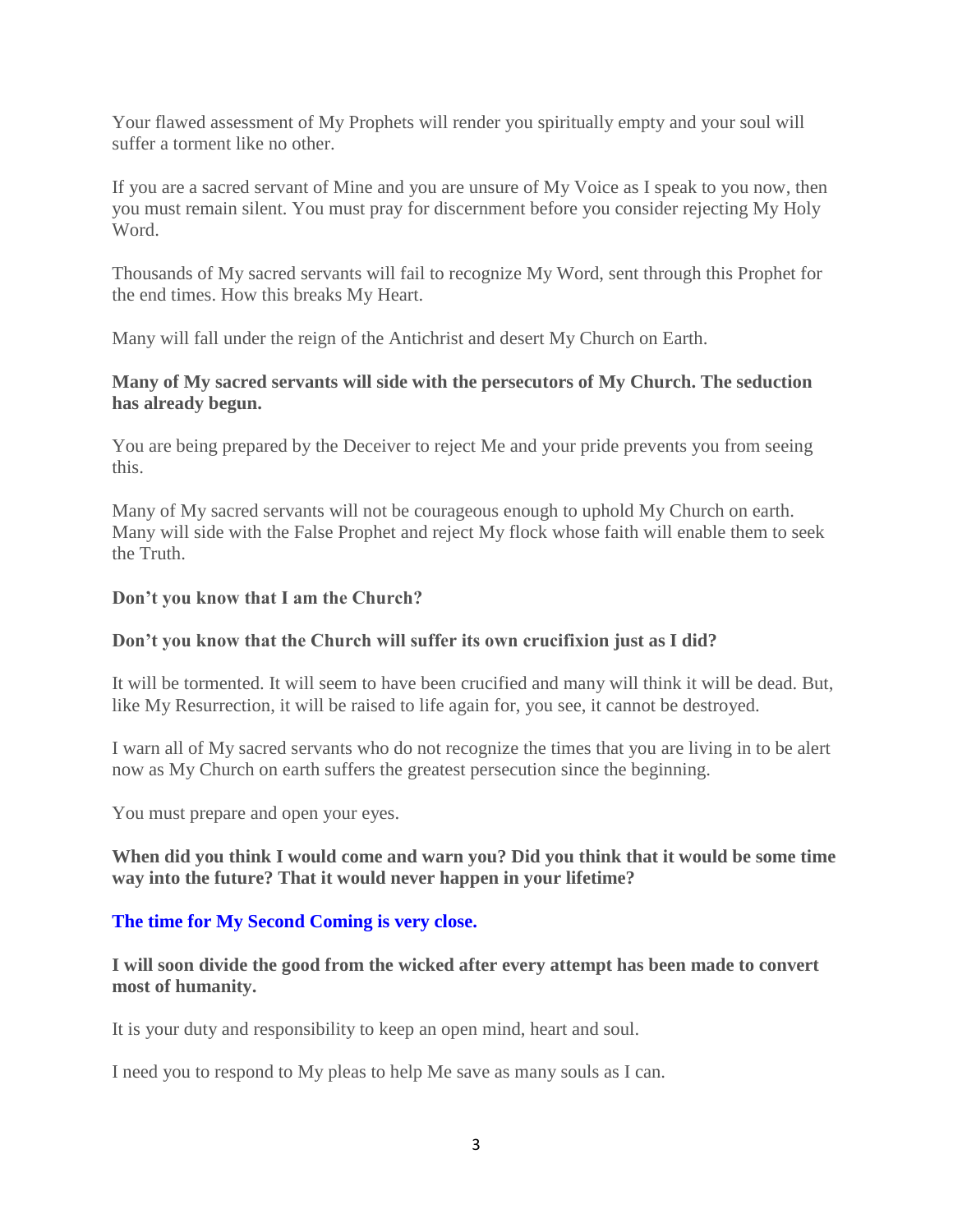Your flawed assessment of My Prophets will render you spiritually empty and your soul will suffer a torment like no other.

If you are a sacred servant of Mine and you are unsure of My Voice as I speak to you now, then you must remain silent. You must pray for discernment before you consider rejecting My Holy Word.

Thousands of My sacred servants will fail to recognize My Word, sent through this Prophet for the end times. How this breaks My Heart.

Many will fall under the reign of the Antichrist and desert My Church on Earth.

**Many of My sacred servants will side with the persecutors of My Church. The seduction has already begun.**

You are being prepared by the Deceiver to reject Me and your pride prevents you from seeing this.

Many of My sacred servants will not be courageous enough to uphold My Church on earth. Many will side with the False Prophet and reject My flock whose faith will enable them to seek the Truth.

**Don't you know that I am the Church?**

**Don't you know that the Church will suffer its own crucifixion just as I did?**

It will be tormented. It will seem to have been crucified and many will think it will be dead. But, like My Resurrection, it will be raised to life again for, you see, it cannot be destroyed.

I warn all of My sacred servants who do not recognize the times that you are living in to be alert now as My Church on earth suffers the greatest persecution since the beginning.

You must prepare and open your eyes.

**When did you think I would come and warn you? Did you think that it would be some time way into the future? That it would never happen in your lifetime?**

**The time for My Second Coming is very close.**

**I will soon divide the good from the wicked after every attempt has been made to convert most of humanity.**

It is your duty and responsibility to keep an open mind, heart and soul.

I need you to respond to My pleas to help Me save as many souls as I can.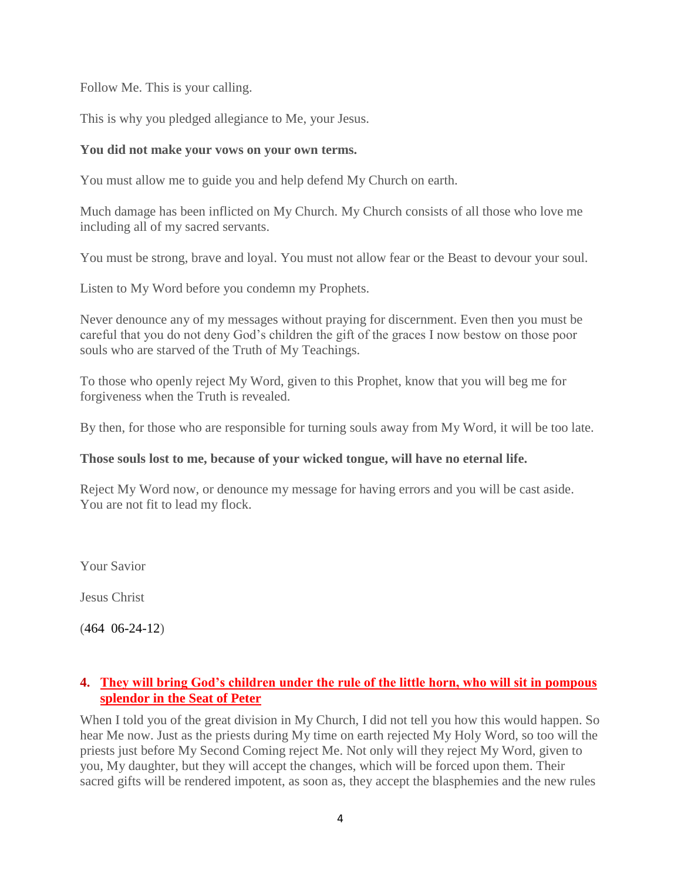Follow Me. This is your calling.

This is why you pledged allegiance to Me, your Jesus.

**You did not make your vows on your own terms.**

You must allow me to guide you and help defend My Church on earth.

Much damage has been inflicted on My Church. My Church consists of all those who love me including all of my sacred servants.

You must be strong, brave and loyal. You must not allow fear or the Beast to devour your soul.

Listen to My Word before you condemn my Prophets.

Never denounce any of my messages without praying for discernment. Even then you must be careful that you do not deny God's children the gift of the graces I now bestow on those poor souls who are starved of the Truth of My Teachings.

To those who openly reject My Word, given to this Prophet, know that you will beg me for forgiveness when the Truth is revealed.

By then, for those who are responsible for turning souls away from My Word, it will be too late.

**Those souls lost to me, because of your wicked tongue, will have no eternal life.**

Reject My Word now, or denounce my message for having errors and you will be cast aside. You are not fit to lead my flock.

Your Savior

Jesus Christ

(464 06-24-12)

## 4. They will bring God's children under the rule of the little horn, who will sit in pompous splendor in the Seat of Peter

When I told you of the great division in My Church, I did not tell you how this would happen. So hear Me now. Just as the priests during My time on earth rejected My Holy Word, so too will the priests just before My Second Coming reject Me. Not only will they reject My Word, given to you, My daughter, but they will accept the changes, which will be forced upon them. Their sacred gifts will be rendered impotent, as soon as, they accept the blasphemies and the new rules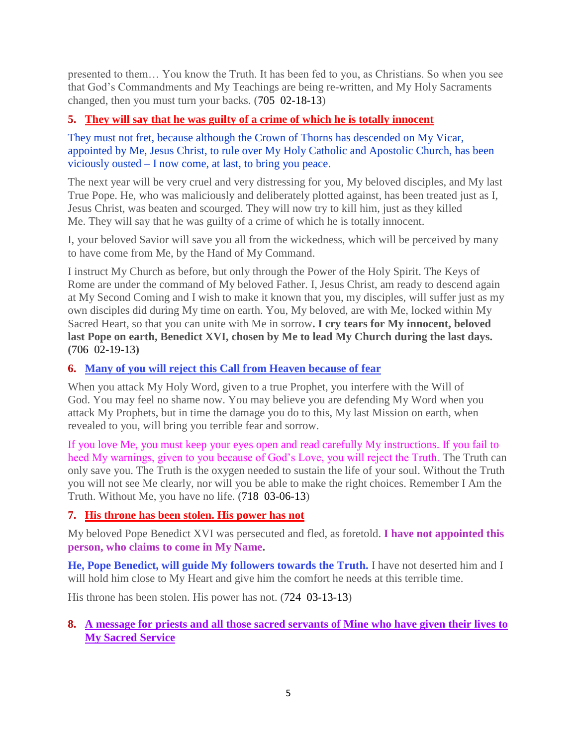presented to them… You know the Truth. It has been fed to you, as Christians. So when you see that God's Commandments and My Teachings are being re-written, and My Holy Sacraments changed, then you must turn your backs. (705 02-18-13)

### 5. They will say that he was guilty of a crime of which he is totally innocent

They must not fret, because although the Crown of Thorns has descended on My Vicar, appointed by Me, Jesus Christ, to rule over My Holy Catholic and Apostolic Church, has been viciously ousted – I now come, at last, to bring you peace.

The next year will be very cruel and very distressing for you, My beloved disciples, and My last True Pope. He, who was maliciously and deliberately plotted against, has been treated just as I, Jesus Christ, was beaten and scourged. They will now try to kill him, just as they killed Me. They will say that he was guilty of a crime of which he is totally innocent.

I, your beloved Savior will save you all from the wickedness, which will be perceived by many to have come from Me, by the Hand of My Command.

I instruct My Church as before, but only through the Power of the Holy Spirit. The Keys of Rome are under the command of My beloved Father. I, Jesus Christ, am ready to descend again at My Second Coming and I wish to make it known that you, my disciples, will suffer just as my own disciples did during My time on earth. You, My beloved, are with Me, locked within My Sacred Heart, so that you can unite with Me in sorrow**. I cry tears for My innocent, beloved last Pope on earth, Benedict XVI, chosen by Me to lead My Church during the last days. (**706 02-19-13**)**

### 6. Many of you will reject this Call from Heaven because of fear

When you attack My Holy Word, given to a true Prophet, you interfere with the Will of God. You may feel no shame now. You may believe you are defending My Word when you attack My Prophets, but in time the damage you do to this, My last Mission on earth, when revealed to you, will bring you terrible fear and sorrow.

If you love Me, you must keep your eyes open and read carefully My instructions. If you fail to heed My warnings, given to you because of God's Love, you will reject the Truth. The Truth can only save you. The Truth is the oxygen needed to sustain the life of your soul. Without the Truth you will not see Me clearly, nor will you be able to make the right choices. Remember I Am the Truth. Without Me, you have no life. (718 03-06-13)

### 7. His throne has been stolen. His power has not

My beloved Pope Benedict XVI was persecuted and fled, as foretold. **I have not appointed this person, who claims to come in My Name.**

**He, Pope Benedict, will guide My followers towards the Truth.** I have not deserted him and I will hold him close to My Heart and give him the comfort he needs at this terrible time.

His throne has been stolen. His power has not. (724 03-13-13)

### 8. A message for priests and all those sacred servants of Mine who have given their lives to My Sacred Service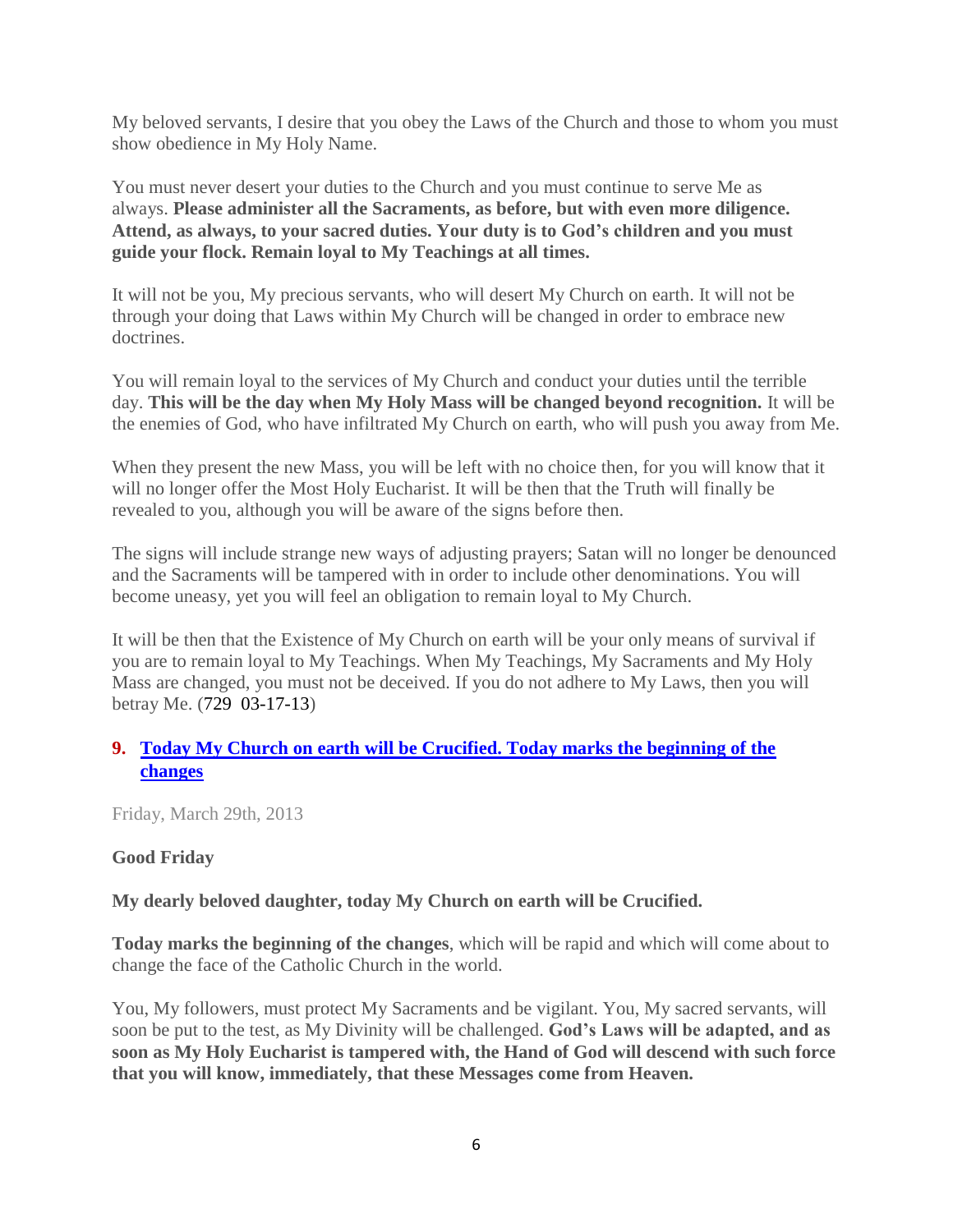My beloved servants, I desire that you obey the Laws of the Church and those to whom you must show obedience in My Holy Name.

You must never desert your duties to the Church and you must continue to serve Me as always. **Please administer all the Sacraments, as before, but with even more diligence. Attend, as always, to your sacred duties. Your duty is to God's children and you must guide your flock. Remain loyal to My Teachings at all times.**

It will not be you, My precious servants, who will desert My Church on earth. It will not be through your doing that Laws within My Church will be changed in order to embrace new doctrines.

You will remain loyal to the services of My Church and conduct your duties until the terrible day. **This will be the day when My Holy Mass will be changed beyond recognition.** It will be the enemies of God, who have infiltrated My Church on earth, who will push you away from Me.

When they present the new Mass, you will be left with no choice then, for you will know that it will no longer offer the Most Holy Eucharist. It will be then that the Truth will finally be revealed to you, although you will be aware of the signs before then.

The signs will include strange new ways of adjusting prayers; Satan will no longer be denounced and the Sacraments will be tampered with in order to include other denominations. You will become uneasy, yet you will feel an obligation to remain loyal to My Church.

It will be then that the Existence of My Church on earth will be your only means of survival if you are to remain loyal to My Teachings. When My Teachings, My Sacraments and My Holy Mass are changed, you must not be deceived. If you do not adhere to My Laws, then you will betray Me. (729 03-17-13)

## 9. Today My Church on earth will be Crucified. Today marks the beginning of the changes

Friday, March 29th, 2013

**Good Friday**

**My dearly beloved daughter, today My Church on earth will be Crucified.**

**Today marks the beginning of the changes**, which will be rapid and which will come about to change the face of the Catholic Church in the world.

You, My followers, must protect My Sacraments and be vigilant. You, My sacred servants, will soon be put to the test, as My Divinity will be challenged. **God's Laws will be adapted, and as soon as My Holy Eucharist is tampered with, the Hand of God will descend with such force that you will know, immediately, that these Messages come from Heaven.**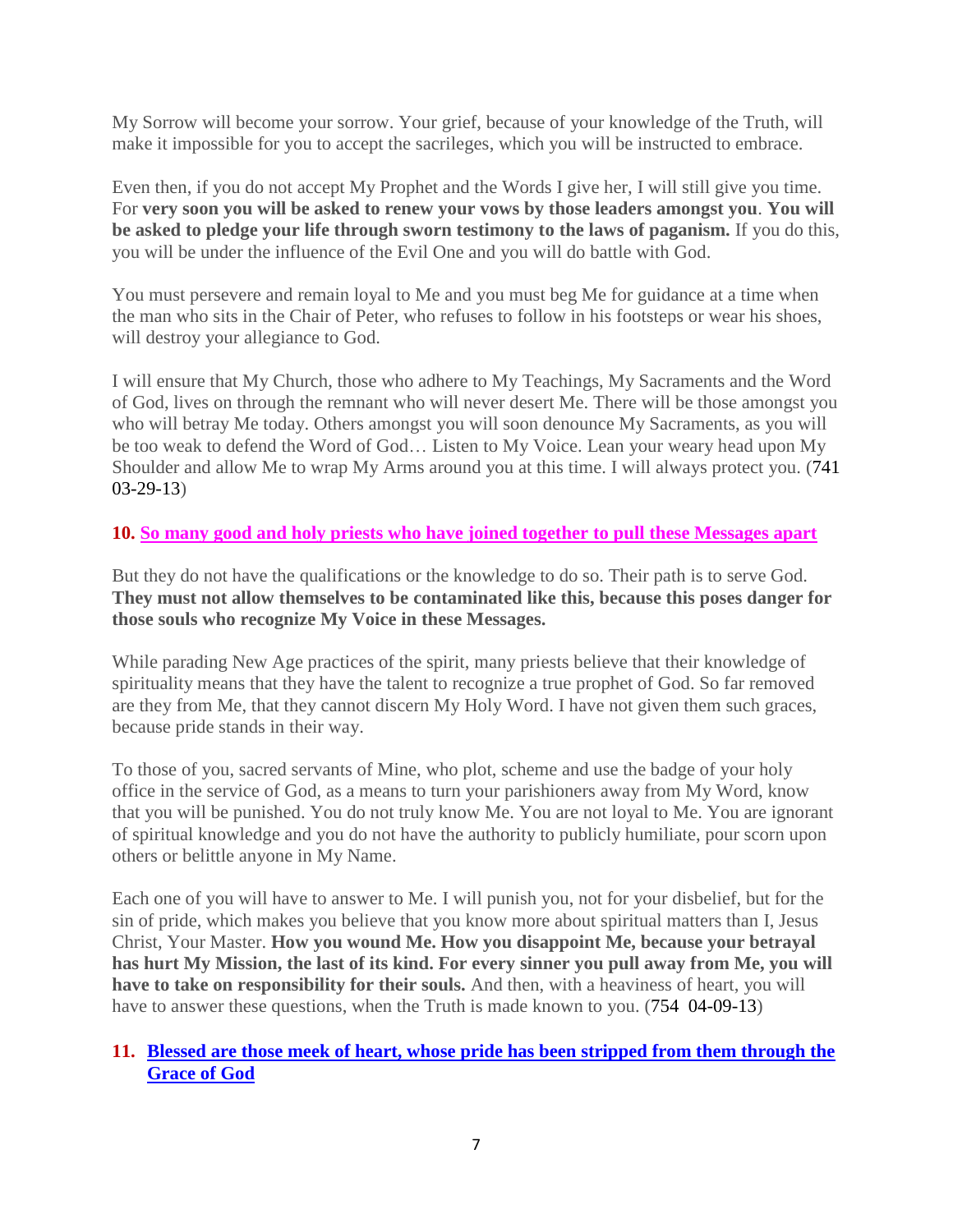My Sorrow will become your sorrow. Your grief, because of your knowledge of the Truth, will make it impossible for you to accept the sacrileges, which you will be instructed to embrace.

Even then, if you do not accept My Prophet and the Words I give her, I will still give you time. For **very soon you will be asked to renew your vows by those leaders amongst you**. **You will be asked to pledge your life through sworn testimony to the laws of paganism.** If you do this, you will be under the influence of the Evil One and you will do battle with God.

You must persevere and remain loyal to Me and you must beg Me for guidance at a time when the man who sits in the Chair of Peter, who refuses to follow in his footsteps or wear his shoes, will destroy your allegiance to God.

I will ensure that My Church, those who adhere to My Teachings, My Sacraments and the Word of God, lives on through the remnant who will never desert Me. There will be those amongst you who will betray Me today. Others amongst you will soon denounce My Sacraments, as you will be too weak to defend the Word of God… Listen to My Voice. Lean your weary head upon My Shoulder and allow Me to wrap My Arms around you at this time. I will always protect you. (741 03-29-13)

**10. So many good and holy priests who have joined together to pull these Messages apart**

But they do not have the qualifications or the knowledge to do so. Their path is to serve God. **They must not allow themselves to be contaminated like this, because this poses danger for those souls who recognize My Voice in these Messages.**

While parading New Age practices of the spirit, many priests believe that their knowledge of spirituality means that they have the talent to recognize a true prophet of God. So far removed are they from Me, that they cannot discern My Holy Word. I have not given them such graces, because pride stands in their way.

To those of you, sacred servants of Mine, who plot, scheme and use the badge of your holy office in the service of God, as a means to turn your parishioners away from My Word, know that you will be punished. You do not truly know Me. You are not loyal to Me. You are ignorant of spiritual knowledge and you do not have the authority to publicly humiliate, pour scorn upon others or belittle anyone in My Name.

Each one of you will have to answer to Me. I will punish you, not for your disbelief, but for the sin of pride, which makes you believe that you know more about spiritual matters than I, Jesus Christ, Your Master. **How you wound Me. How you disappoint Me, because your betrayal has hurt My Mission, the last of its kind. For every sinner you pull away from Me, you will have to take on responsibility for their souls.** And then, with a heaviness of heart, you will have to answer these questions, when the Truth is made known to you. (754 04-09-13)

**11. Blessed are those meek of heart, whose pride has been stripped from them through the Grace of God**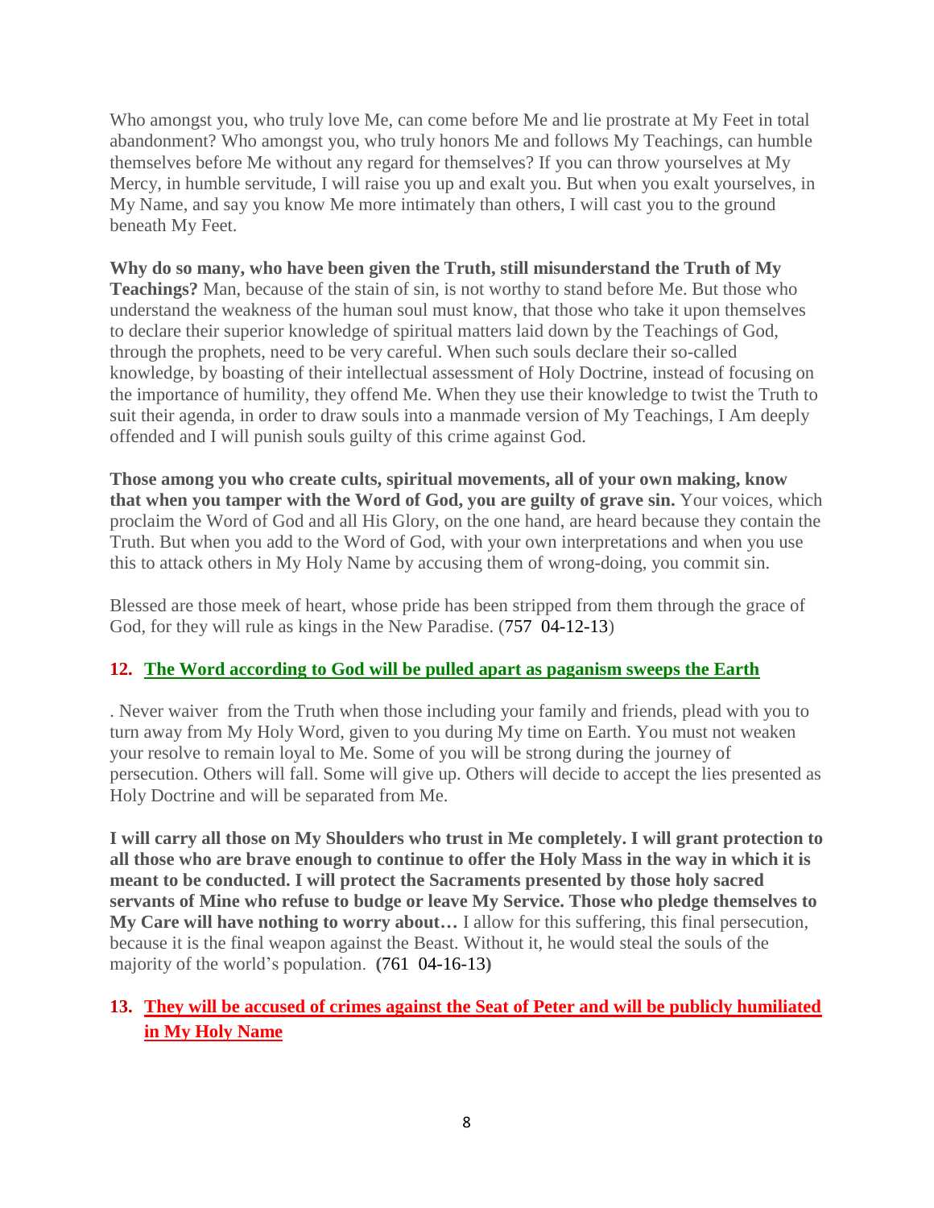Who amongst you, who truly love Me, can come before Me and lie prostrate at My Feet in total abandonment? Who amongst you, who truly honors Me and follows My Teachings, can humble themselves before Me without any regard for themselves? If you can throw yourselves at My Mercy, in humble servitude, I will raise you up and exalt you. But when you exalt yourselves, in My Name, and say you know Me more intimately than others, I will cast you to the ground beneath My Feet.

**Why do so many, who have been given the Truth, still misunderstand the Truth of My Teachings?** Man, because of the stain of sin, is not worthy to stand before Me. But those who understand the weakness of the human soul must know, that those who take it upon themselves to declare their superior knowledge of spiritual matters laid down by the Teachings of God, through the prophets, need to be very careful. When such souls declare their so-called knowledge, by boasting of their intellectual assessment of Holy Doctrine, instead of focusing on the importance of humility, they offend Me. When they use their knowledge to twist the Truth to suit their agenda, in order to draw souls into a manmade version of My Teachings, I Am deeply offended and I will punish souls guilty of this crime against God.

**Those among you who create cults, spiritual movements, all of your own making, know that when you tamper with the Word of God, you are guilty of grave sin.** Your voices, which proclaim the Word of God and all His Glory, on the one hand, are heard because they contain the Truth. But when you add to the Word of God, with your own interpretations and when you use this to attack others in My Holy Name by accusing them of wrong-doing, you commit sin.

Blessed are those meek of heart, whose pride has been stripped from them through the grace of God, for they will rule as kings in the New Paradise. (757 04-12-13)

## 12. The Word according to God will be pulled apart as paganism sweeps the Earth

. Never waiver from the Truth when those including your family and friends, plead with you to turn away from My Holy Word, given to you during My time on Earth. You must not weaken your resolve to remain loyal to Me. Some of you will be strong during the journey of persecution. Others will fall. Some will give up. Others will decide to accept the lies presented as Holy Doctrine and will be separated from Me.

**I will carry all those on My Shoulders who trust in Me completely. I will grant protection to all those who are brave enough to continue to offer the Holy Mass in the way in which it is meant to be conducted. I will protect the Sacraments presented by those holy sacred servants of Mine who refuse to budge or leave My Service. Those who pledge themselves to My Care will have nothing to worry about…** I allow for this suffering, this final persecution, because it is the final weapon against the Beast. Without it, he would steal the souls of the majority of the world's population. **(**761 04-16-13**)**

## 13. They will be accused of crimes against the Seat of Peter and will be publicly humiliated in My Holy Name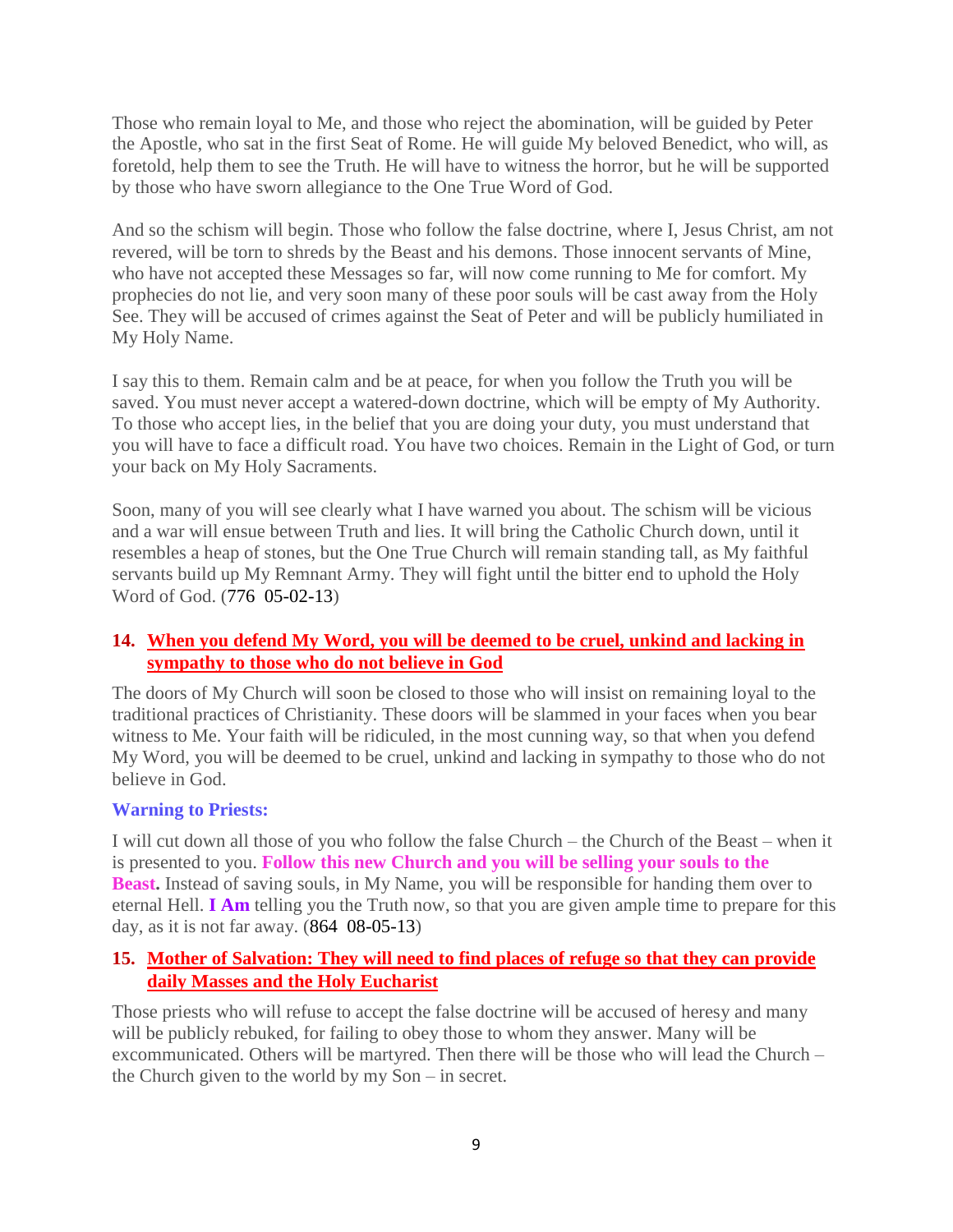Those who remain loyal to Me, and those who reject the abomination, will be guided by Peter the Apostle, who sat in the first Seat of Rome. He will guide My beloved Benedict, who will, as foretold, help them to see the Truth. He will have to witness the horror, but he will be supported by those who have sworn allegiance to the One True Word of God.

And so the schism will begin. Those who follow the false doctrine, where I, Jesus Christ, am not revered, will be torn to shreds by the Beast and his demons. Those innocent servants of Mine, who have not accepted these Messages so far, will now come running to Me for comfort. My prophecies do not lie, and very soon many of these poor souls will be cast away from the Holy See. They will be accused of crimes against the Seat of Peter and will be publicly humiliated in My Holy Name.

I say this to them. Remain calm and be at peace, for when you follow the Truth you will be saved. You must never accept a watered-down doctrine, which will be empty of My Authority. To those who accept lies, in the belief that you are doing your duty, you must understand that you will have to face a difficult road. You have two choices. Remain in the Light of God, or turn your back on My Holy Sacraments.

Soon, many of you will see clearly what I have warned you about. The schism will be vicious and a war will ensue between Truth and lies. It will bring the Catholic Church down, until it resembles a heap of stones, but the One True Church will remain standing tall, as My faithful servants build up My Remnant Army. They will fight until the bitter end to uphold the Holy Word of God. (776 05-02-13)

### 14. When you defend My Word, you will be deemed to be cruel, unkind and lacking in sympathy to those who do not believe in God

The doors of My Church will soon be closed to those who will insist on remaining loyal to the traditional practices of Christianity. These doors will be slammed in your faces when you bear witness to Me. Your faith will be ridiculed, in the most cunning way, so that when you defend My Word, you will be deemed to be cruel, unkind and lacking in sympathy to those who do not believe in God.

**Warning to Priests:**

I will cut down all those of you who follow the false Church – the Church of the Beast – when it is presented to you. **Follow this new Church and you will be selling your souls to the Beast.** Instead of saving souls, in My Name, you will be responsible for handing them over to eternal Hell. **I Am** telling you the Truth now, so that you are given ample time to prepare for this day, as it is not far away. (864 08-05-13)

### 15. Mother of Salvation: They will need to find places of refuge so that they can provide daily Masses and the Holy Eucharist

Those priests who will refuse to accept the false doctrine will be accused of heresy and many will be publicly rebuked, for failing to obey those to whom they answer. Many will be excommunicated. Others will be martyred. Then there will be those who will lead the Church – the Church given to the world by my Son – in secret.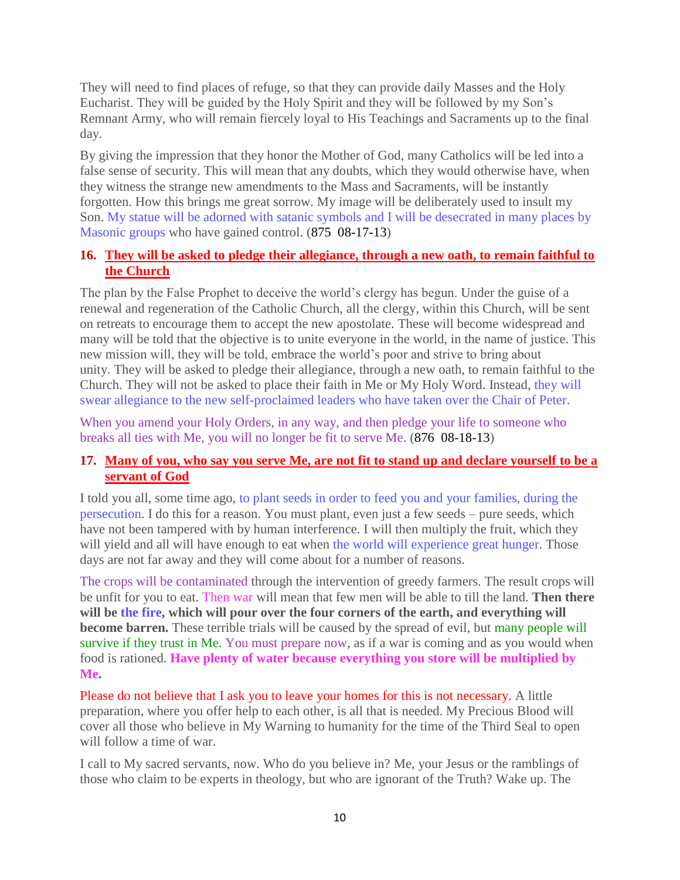They will need to find places of refuge, so that they can provide daily Masses and the Holy Eucharist. They will be guided by the Holy Spirit and they will be followed by my Son's Remnant Army, who will remain fiercely loyal to His Teachings and Sacraments up to the final day.

By giving the impression that they honor the Mother of God, many Catholics will be led into a false sense of security. This will mean that any doubts, which they would otherwise have, when they witness the strange new amendments to the Mass and Sacraments, will be instantly forgotten. How this brings me great sorrow. My image will be deliberately used to insult my Son. My statue will be adorned with satanic symbols and I will be desecrated in many places by Masonic groups who have gained control. (875 08-17-13)

### 16. They will be asked to pledge their allegiance, through a new oath, to remain faithful to the Church

The plan by the False Prophet to deceive the world's clergy has begun. Under the guise of a renewal and regeneration of the Catholic Church, all the clergy, within this Church, will be sent on retreats to encourage them to accept the new apostolate. These will become widespread and many will be told that the objective is to unite everyone in the world, in the name of justice. This new mission will, they will be told, embrace the world's poor and strive to bring about unity. They will be asked to pledge their allegiance, through a new oath, to remain faithful to the Church. They will not be asked to place their faith in Me or My Holy Word. Instead, they will swear allegiance to the new self-proclaimed leaders who have taken over the Chair of Peter.

When you amend your Holy Orders, in any way, and then pledge your life to someone who breaks all ties with Me, you will no longer be fit to serve Me. (876 08-18-13)

### 17. Many of you, who say you serve Me, are not fit to stand up and declare yourself to be a servant of God

I told you all, some time ago, to plant seeds in order to feed you and your families, during the persecution. I do this for a reason. You must plant, even just a few seeds – pure seeds, which have not been tampered with by human interference. I will then multiply the fruit, which they will yield and all will have enough to eat when the world will experience great hunger. Those days are not far away and they will come about for a number of reasons.

The crops will be contaminated through the intervention of greedy farmers. The result crops will be unfit for you to eat. Then war will mean that few men will be able to till the land. **Then there will be the fire, which will pour over the four corners of the earth, and everything will become barren.** These terrible trials will be caused by the spread of evil, but many people will survive if they trust in Me. You must prepare now, as if a war is coming and as you would when food is rationed. **Have plenty of water because everything you store will be multiplied by Me.**

Please do not believe that I ask you to leave your homes for this is not necessary. A little preparation, where you offer help to each other, is all that is needed. My Precious Blood will cover all those who believe in My Warning to humanity for the time of the Third Seal to open will follow a time of war.

I call to My sacred servants, now. Who do you believe in? Me, your Jesus or the ramblings of those who claim to be experts in theology, but who are ignorant of the Truth? Wake up. The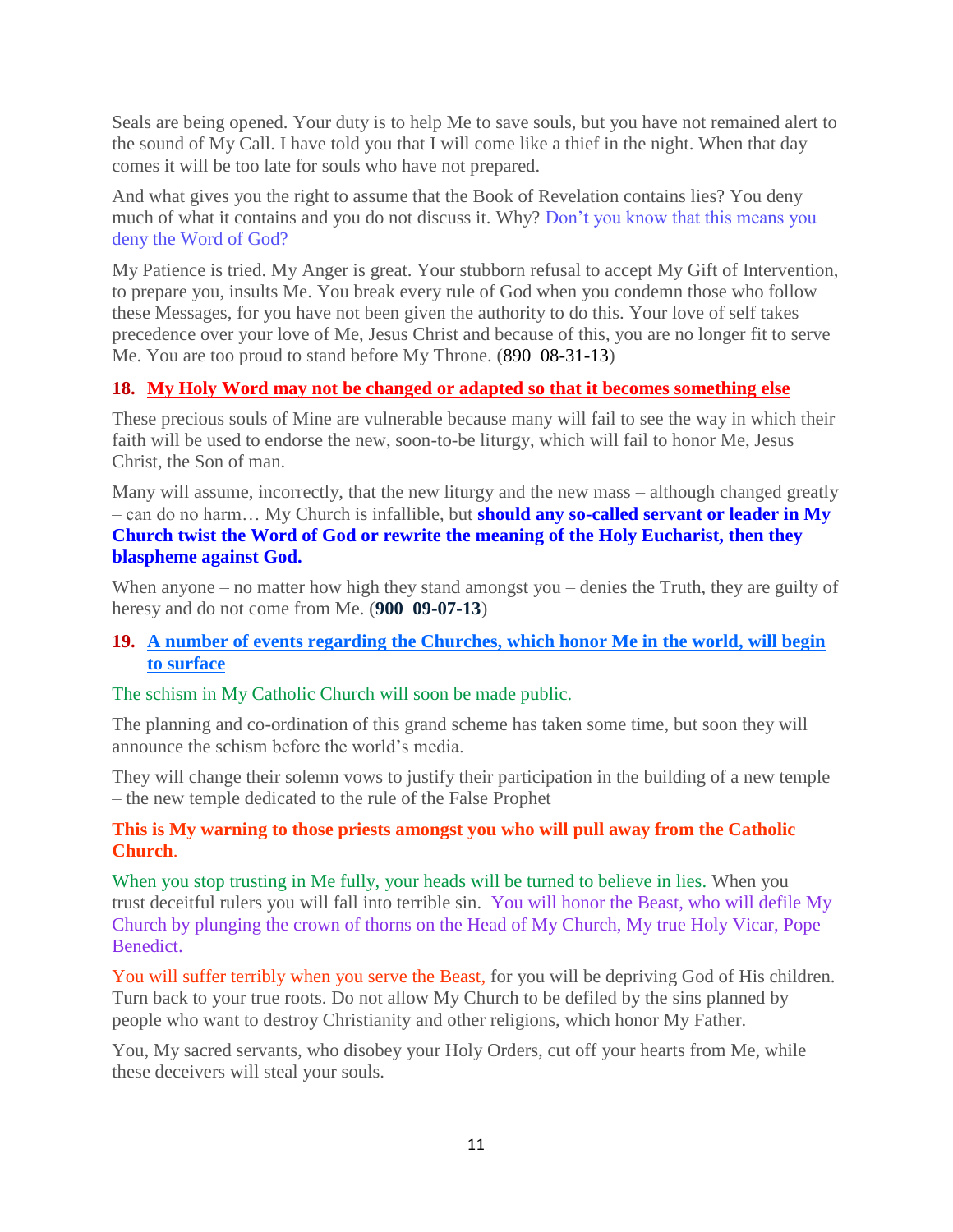Seals are being opened. Your duty is to help Me to save souls, but you have not remained alert to the sound of My Call. I have told you that I will come like a thief in the night. When that day comes it will be too late for souls who have not prepared.

And what gives you the right to assume that the Book of Revelation contains lies? You deny much of what it contains and you do not discuss it. Why? Don't you know that this means you deny the Word of God?

My Patience is tried. My Anger is great. Your stubborn refusal to accept My Gift of Intervention, to prepare you, insults Me. You break every rule of God when you condemn those who follow these Messages, for you have not been given the authority to do this. Your love of self takes precedence over your love of Me, Jesus Christ and because of this, you are no longer fit to serve Me. You are too proud to stand before My Throne. (890  08-31-13)

### 18. My Holy Word may not be changed or adapted so that it becomes something else

These precious souls of Mine are vulnerable because many will fail to see the way in which their faith will be used to endorse the new, soon-to-be liturgy, which will fail to honor Me, Jesus Christ, the Son of man.

Many will assume, incorrectly, that the new liturgy and the new mass – although changed greatly – can do no harm… My Church is infallible, but **should any so-called servant or leader in My Church twist the Word of God or rewrite the meaning of the Holy Eucharist, then they blaspheme against God.**

When anyone – no matter how high they stand amongst you – denies the Truth, they are guilty of heresy and do not come from Me. (**900  09-07-13**)

### 19. A number of events regarding the Churches, which honor Me in the world, will begin to surface

The schism in My Catholic Church will soon be made public.

The planning and co-ordination of this grand scheme has taken some time, but soon they will announce the schism before the world's media.

They will change their solemn vows to justify their participation in the building of a new temple – the new temple dedicated to the rule of the False Prophet

**This is My warning to those priests amongst you who will pull away from the Catholic Church.**

When you stop trusting in Me fully, your heads will be turned to believe in lies. When you trust deceitful rulers you will fall into terrible sin. You will honor the Beast, who will defile My Church by plunging the crown of thorns on the Head of My Church, My true Holy Vicar, Pope Benedict.

You will suffer terribly when you serve the Beast, for you will be depriving God of His children. Turn back to your true roots. Do not allow My Church to be defiled by the sins planned by people who want to destroy Christianity and other religions, which honor My Father.

You, My sacred servants, who disobey your Holy Orders, cut off your hearts from Me, while these deceivers will steal your souls.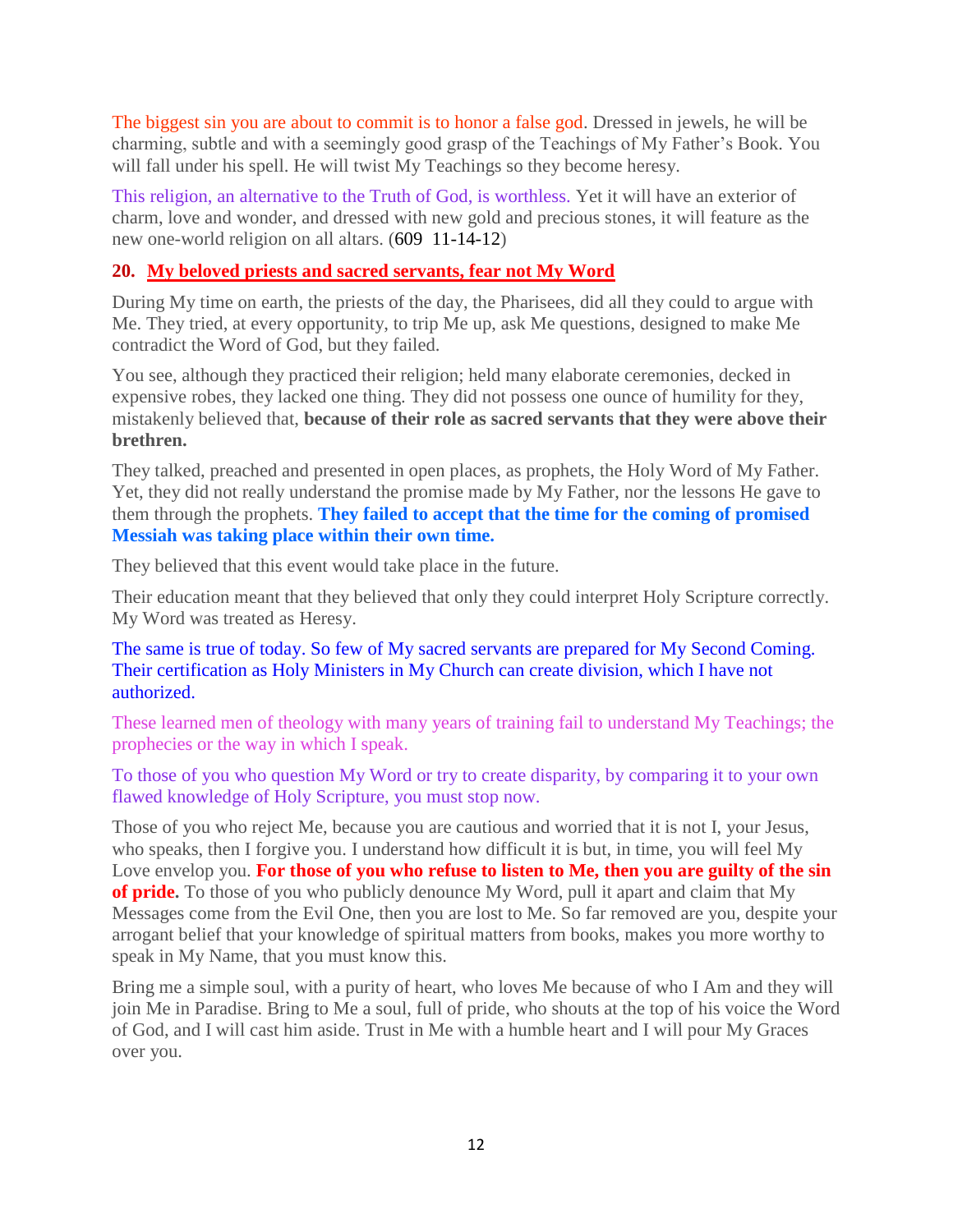The biggest sin you are about to commit is to honor a false god. Dressed in jewels, he will be charming, subtle and with a seemingly good grasp of the Teachings of My Father's Book. You will fall under his spell. He will twist My Teachings so they become heresy.

This religion, an alternative to the Truth of God, is worthless. Yet it will have an exterior of charm, love and wonder, and dressed with new gold and precious stones, it will feature as the new one-world religion on all altars. (609 11-14-12)

## 20. My beloved priests and sacred servants, fear not My Word

During My time on earth, the priests of the day, the Pharisees, did all they could to argue with Me. They tried, at every opportunity, to trip Me up, ask Me questions, designed to make Me contradict the Word of God, but they failed.

You see, although they practiced their religion; held many elaborate ceremonies, decked in expensive robes, they lacked one thing. They did not possess one ounce of humility for they, mistakenly believed that, **because of their role as sacred servants that they were above their brethren.**

They talked, preached and presented in open places, as prophets, the Holy Word of My Father. Yet, they did not really understand the promise made by My Father, nor the lessons He gave to them through the prophets. **They failed to accept that the time for the coming of promised Messiah was taking place within their own time.**

They believed that this event would take place in the future.

Their education meant that they believed that only they could interpret Holy Scripture correctly. My Word was treated as Heresy.

The same is true of today. So few of My sacred servants are prepared for My Second Coming. Their certification as Holy Ministers in My Church can create division, which I have not authorized.

These learned men of theology with many years of training fail to understand My Teachings; the prophecies or the way in which I speak.

To those of you who question My Word or try to create disparity, by comparing it to your own flawed knowledge of Holy Scripture, you must stop now.

Those of you who reject Me, because you are cautious and worried that it is not I, your Jesus, who speaks, then I forgive you. I understand how difficult it is but, in time, you will feel My Love envelop you. **For those of you who refuse to listen to Me, then you are guilty of the sin of pride.** To those of you who publicly denounce My Word, pull it apart and claim that My Messages come from the Evil One, then you are lost to Me. So far removed are you, despite your arrogant belief that your knowledge of spiritual matters from books, makes you more worthy to speak in My Name, that you must know this.

Bring me a simple soul, with a purity of heart, who loves Me because of who I Am and they will join Me in Paradise. Bring to Me a soul, full of pride, who shouts at the top of his voice the Word of God, and I will cast him aside. Trust in Me with a humble heart and I will pour My Graces over you.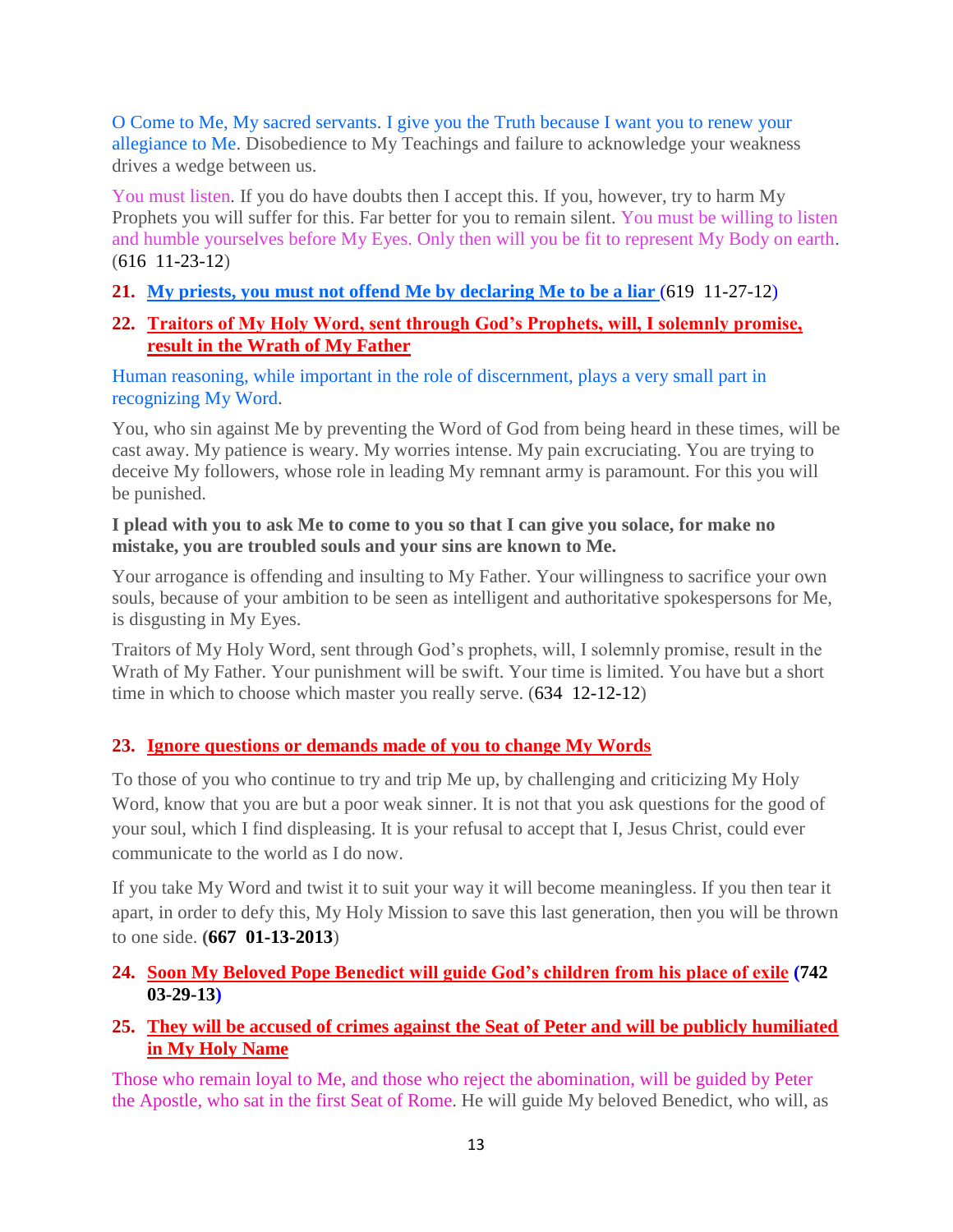O Come to Me, My sacred servants. I give you the Truth because I want you to renew your allegiance to Me. Disobedience to My Teachings and failure to acknowledge your weakness drives a wedge between us.

You must listen. If you do have doubts then I accept this. If you, however, try to harm My Prophets you will suffer for this. Far better for you to remain silent. You must be willing to listen and humble yourselves before My Eyes. Only then will you be fit to represent My Body on earth. (616 11-23-12)

**21. My priests, you must not offend Me by declaring Me to be a liar (619 11-27-12)**

**22. Traitors of My Holy Word, sent through God's Prophets, will, I solemnly promise, result in the Wrath of My Father**

Human reasoning, while important in the role of discernment, plays a very small part in recognizing My Word.

You, who sin against Me by preventing the Word of God from being heard in these times, will be cast away. My patience is weary. My worries intense. My pain excruciating. You are trying to deceive My followers, whose role in leading My remnant army is paramount. For this you will be punished.

**I plead with you to ask Me to come to you so that I can give you solace, for make no mistake, you are troubled souls and your sins are known to Me.**

Your arrogance is offending and insulting to My Father. Your willingness to sacrifice your own souls, because of your ambition to be seen as intelligent and authoritative spokespersons for Me, is disgusting in My Eyes.

Traitors of My Holy Word, sent through God's prophets, will, I solemnly promise, result in the Wrath of My Father. Your punishment will be swift. Your time is limited. You have but a short time in which to choose which master you really serve. (634 12-12-12)

**23. Ignore questions or demands made of you to change My Words**

To those of you who continue to try and trip Me up, by challenging and criticizing My Holy Word, know that you are but a poor weak sinner. It is not that you ask questions for the good of your soul, which I find displeasing. It is your refusal to accept that I, Jesus Christ, could ever communicate to the world as I do now.

If you take My Word and twist it to suit your way it will become meaningless. If you then tear it apart, in order to defy this, My Holy Mission to save this last generation, then you will be thrown to one side. **(667 01-13-2013**)

**24. Soon My Beloved Pope Benedict will guide God's children from his place of exile (742 03-29-13)**

**25. They will be accused of crimes against the Seat of Peter and will be publicly humiliated in My Holy Name**

Those who remain loyal to Me, and those who reject the abomination, will be guided by Peter the Apostle, who sat in the first Seat of Rome. He will guide My beloved Benedict, who will, as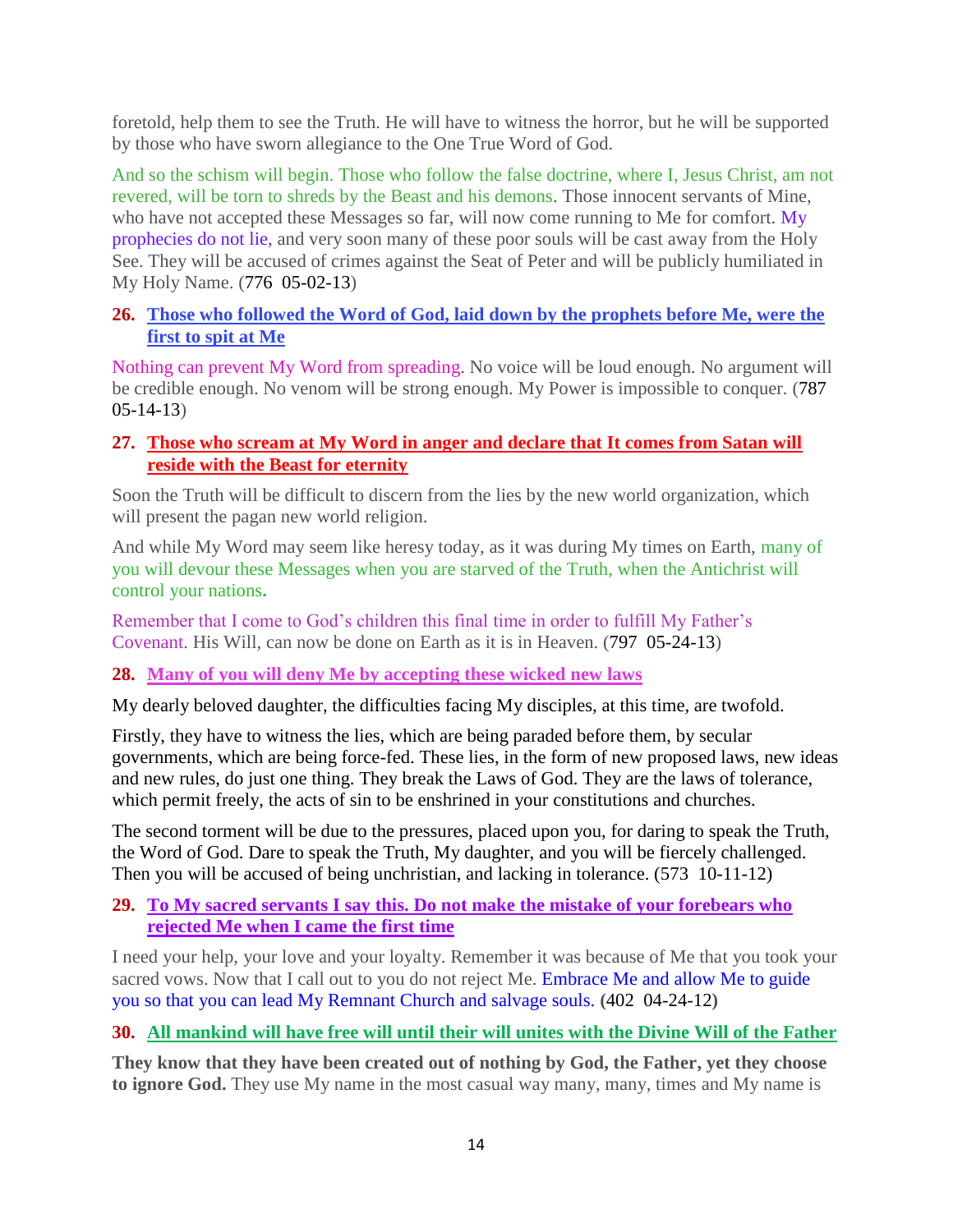foretold, help them to see the Truth. He will have to witness the horror, but he will be supported by those who have sworn allegiance to the One True Word of God.

And so the schism will begin. Those who follow the false doctrine, where I, Jesus Christ, am not revered, will be torn to shreds by the Beast and his demons. Those innocent servants of Mine, who have not accepted these Messages so far, will now come running to Me for comfort. My prophecies do not lie, and very soon many of these poor souls will be cast away from the Holy See. They will be accused of crimes against the Seat of Peter and will be publicly humiliated in My Holy Name. (776 05-02-13)

**26. Those who followed the Word of God, laid down by the prophets before Me, were the first to spit at Me**

Nothing can prevent My Word from spreading. No voice will be loud enough. No argument will be credible enough. No venom will be strong enough. My Power is impossible to conquer. (787 05-14-13)

**27. Those who scream at My Word in anger and declare that It comes from Satan will reside with the Beast for eternity**

Soon the Truth will be difficult to discern from the lies by the new world organization, which will present the pagan new world religion.

And while My Word may seem like heresy today, as it was during My times on Earth, many of you will devour these Messages when you are starved of the Truth, when the Antichrist will control your nations**.**

Remember that I come to God's children this final time in order to fulfill My Father's Covenant. His Will, can now be done on Earth as it is in Heaven. (797 05-24-13)

**28. Many of you will deny Me by accepting these wicked new laws**

My dearly beloved daughter, the difficulties facing My disciples, at this time, are twofold.

Firstly, they have to witness the lies, which are being paraded before them, by secular governments, which are being force-fed. These lies, in the form of new proposed laws, new ideas and new rules, do just one thing. They break the Laws of God. They are the laws of tolerance, which permit freely, the acts of sin to be enshrined in your constitutions and churches.

The second torment will be due to the pressures, placed upon you, for daring to speak the Truth, the Word of God. Dare to speak the Truth, My daughter, and you will be fiercely challenged. Then you will be accused of being unchristian, and lacking in tolerance. (573 10-11-12)

**29. To My sacred servants I say this. Do not make the mistake of your forebears who rejected Me when I came the first time**

I need your help, your love and your loyalty. Remember it was because of Me that you took your sacred vows. Now that I call out to you do not reject Me. Embrace Me and allow Me to guide you so that you can lead My Remnant Church and salvage souls. (402 04-24-12)

**30. All mankind will have free will until their will unites with the Divine Will of the Father**

**They know that they have been created out of nothing by God, the Father, yet they choose to ignore God.** They use My name in the most casual way many, many, times and My name is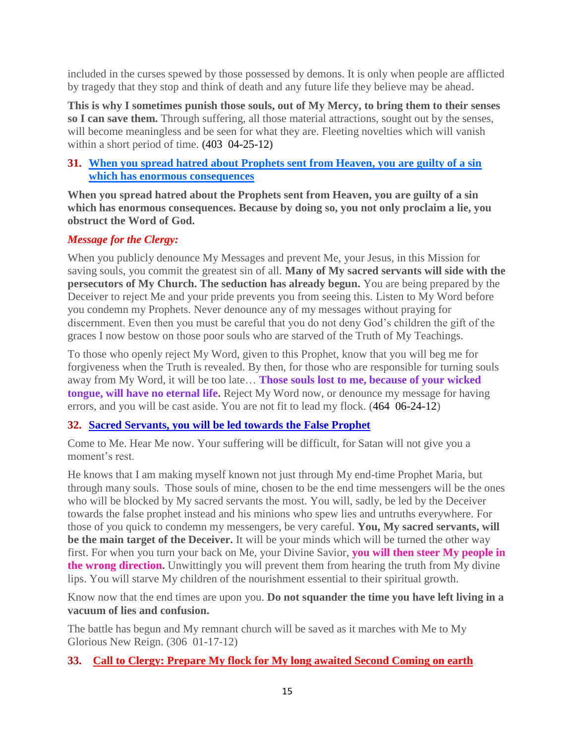included in the curses spewed by those possessed by demons. It is only when people are afflicted by tragedy that they stop and think of death and any future life they believe may be ahead.

**This is why I sometimes punish those souls, out of My Mercy, to bring them to their senses so I can save them.** Through suffering, all those material attractions, sought out by the senses, will become meaningless and be seen for what they are. Fleeting novelties which will vanish within a short period of time. **(**403 04-25-12**)**

### **31. When you spread hatred about Prophets sent from Heaven, you are guilty of a sin which has enormous consequences**

**When you spread hatred about the Prophets sent from Heaven, you are guilty of a sin which has enormous consequences. Because by doing so, you not only proclaim a lie, you obstruct the Word of God.**

***Message for the Clergy:***

When you publicly denounce My Messages and prevent Me, your Jesus, in this Mission for saving souls, you commit the greatest sin of all. **Many of My sacred servants will side with the persecutors of My Church. The seduction has already begun.** You are being prepared by the Deceiver to reject Me and your pride prevents you from seeing this. Listen to My Word before you condemn my Prophets. Never denounce any of my messages without praying for discernment. Even then you must be careful that you do not deny God's children the gift of the graces I now bestow on those poor souls who are starved of the Truth of My Teachings.

To those who openly reject My Word, given to this Prophet, know that you will beg me for forgiveness when the Truth is revealed. By then, for those who are responsible for turning souls away from My Word, it will be too late… **Those souls lost to me, because of your wicked tongue, will have no eternal life.** Reject My Word now, or denounce my message for having errors, and you will be cast aside. You are not fit to lead my flock. (464 06-24-12)

### **32. Sacred Servants, you will be led towards the False Prophet**

Come to Me. Hear Me now. Your suffering will be difficult, for Satan will not give you a moment's rest.

He knows that I am making myself known not just through My end-time Prophet Maria, but through many souls. Those souls of mine, chosen to be the end time messengers will be the ones who will be blocked by My sacred servants the most. You will, sadly, be led by the Deceiver towards the false prophet instead and his minions who spew lies and untruths everywhere. For those of you quick to condemn my messengers, be very careful. **You, My sacred servants, will be the main target of the Deceiver.** It will be your minds which will be turned the other way first. For when you turn your back on Me, your Divine Savior, **you will then steer My people in the wrong direction.** Unwittingly you will prevent them from hearing the truth from My divine lips. You will starve My children of the nourishment essential to their spiritual growth.

Know now that the end times are upon you. **Do not squander the time you have left living in a vacuum of lies and confusion.**

The battle has begun and My remnant church will be saved as it marches with Me to My Glorious New Reign. (306 01-17-12)

### **33. Call to Clergy: Prepare My flock for My long awaited Second Coming on earth**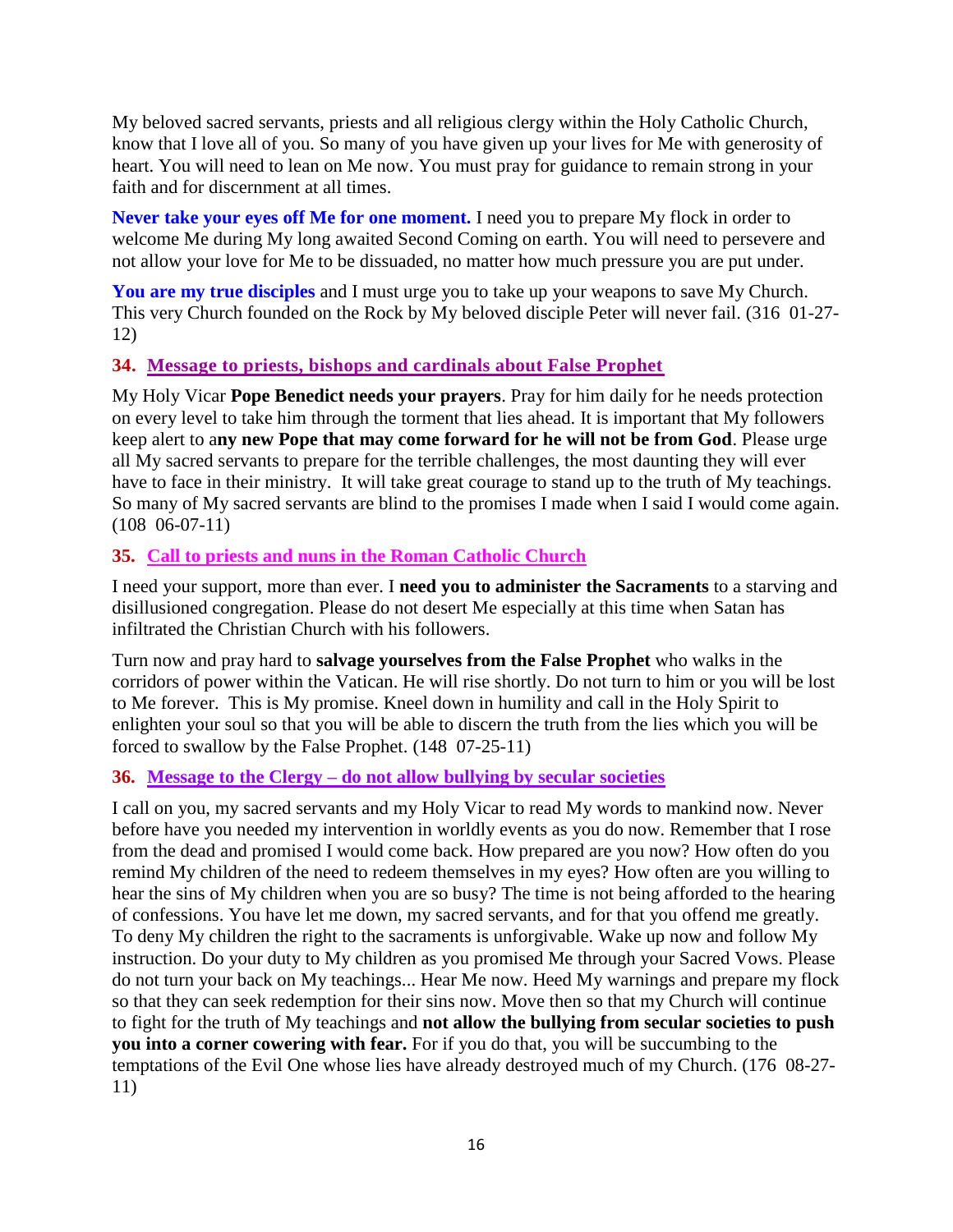My beloved sacred servants, priests and all religious clergy within the Holy Catholic Church, know that I love all of you. So many of you have given up your lives for Me with generosity of heart. You will need to lean on Me now. You must pray for guidance to remain strong in your faith and for discernment at all times.

**Never take your eyes off Me for one moment.** I need you to prepare My flock in order to welcome Me during My long awaited Second Coming on earth. You will need to persevere and not allow your love for Me to be dissuaded, no matter how much pressure you are put under.

**You are my true disciples** and I must urge you to take up your weapons to save My Church. This very Church founded on the Rock by My beloved disciple Peter will never fail. (316 01-27-12)

### 34. Message to priests, bishops and cardinals about False Prophet

My Holy Vicar **Pope Benedict needs your prayers**. Pray for him daily for he needs protection on every level to take him through the torment that lies ahead. It is important that My followers keep alert to a**ny new Pope that may come forward for he will not be from God**. Please urge all My sacred servants to prepare for the terrible challenges, the most daunting they will ever have to face in their ministry. It will take great courage to stand up to the truth of My teachings. So many of My sacred servants are blind to the promises I made when I said I would come again. (108 06-07-11)

### 35. Call to priests and nuns in the Roman Catholic Church

I need your support, more than ever. I **need you to administer the Sacraments** to a starving and disillusioned congregation. Please do not desert Me especially at this time when Satan has infiltrated the Christian Church with his followers.

Turn now and pray hard to **salvage yourselves from the False Prophet** who walks in the corridors of power within the Vatican. He will rise shortly. Do not turn to him or you will be lost to Me forever. This is My promise. Kneel down in humility and call in the Holy Spirit to enlighten your soul so that you will be able to discern the truth from the lies which you will be forced to swallow by the False Prophet. (148 07-25-11)

### 36. Message to the Clergy – do not allow bullying by secular societies

I call on you, my sacred servants and my Holy Vicar to read My words to mankind now. Never before have you needed my intervention in worldly events as you do now. Remember that I rose from the dead and promised I would come back. How prepared are you now? How often do you remind My children of the need to redeem themselves in my eyes? How often are you willing to hear the sins of My children when you are so busy? The time is not being afforded to the hearing of confessions. You have let me down, my sacred servants, and for that you offend me greatly. To deny My children the right to the sacraments is unforgivable. Wake up now and follow My instruction. Do your duty to My children as you promised Me through your Sacred Vows. Please do not turn your back on My teachings... Hear Me now. Heed My warnings and prepare my flock so that they can seek redemption for their sins now. Move then so that my Church will continue to fight for the truth of My teachings and **not allow the bullying from secular societies to push you into a corner cowering with fear.** For if you do that, you will be succumbing to the temptations of the Evil One whose lies have already destroyed much of my Church. (176 08-27-11)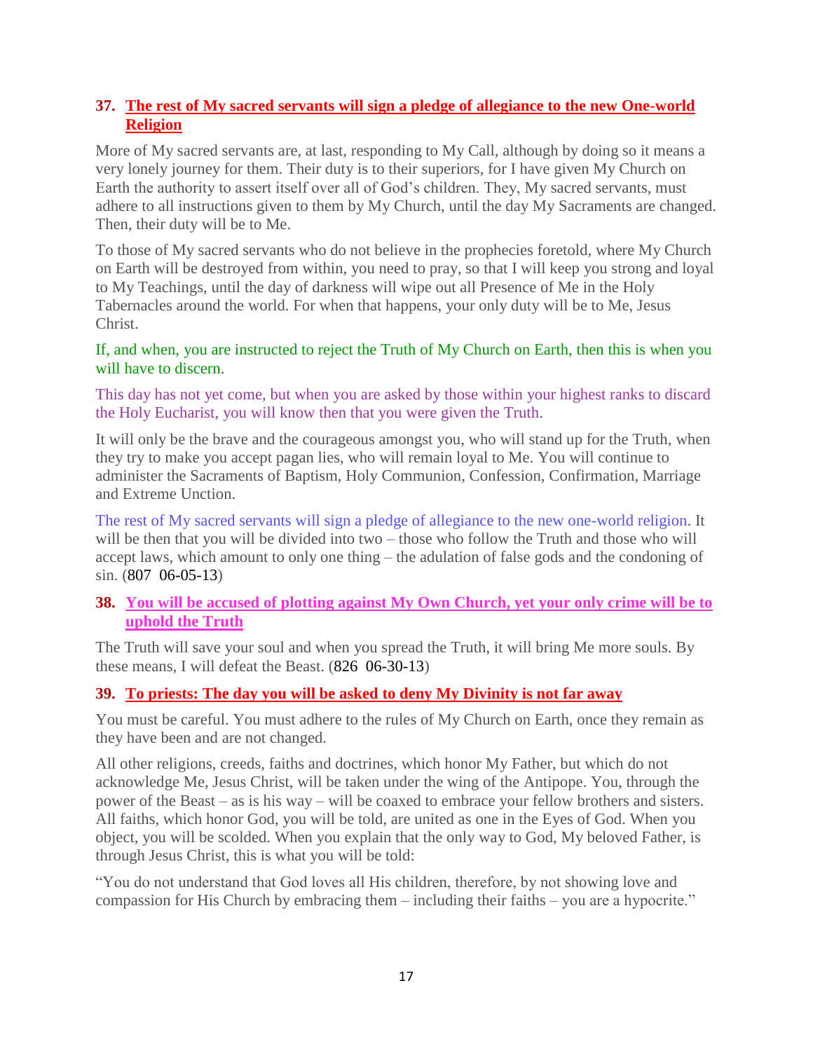### 37. **The rest of My sacred servants will sign a pledge of allegiance to the new One-world Religion**

More of My sacred servants are, at last, responding to My Call, although by doing so it means a very lonely journey for them. Their duty is to their superiors, for I have given My Church on Earth the authority to assert itself over all of God's children. They, My sacred servants, must adhere to all instructions given to them by My Church, until the day My Sacraments are changed. Then, their duty will be to Me.

To those of My sacred servants who do not believe in the prophecies foretold, where My Church on Earth will be destroyed from within, you need to pray, so that I will keep you strong and loyal to My Teachings, until the day of darkness will wipe out all Presence of Me in the Holy Tabernacles around the world. For when that happens, your only duty will be to Me, Jesus Christ.

If, and when, you are instructed to reject the Truth of My Church on Earth, then this is when you will have to discern.

This day has not yet come, but when you are asked by those within your highest ranks to discard the Holy Eucharist, you will know then that you were given the Truth.

It will only be the brave and the courageous amongst you, who will stand up for the Truth, when they try to make you accept pagan lies, who will remain loyal to Me. You will continue to administer the Sacraments of Baptism, Holy Communion, Confession, Confirmation, Marriage and Extreme Unction.

The rest of My sacred servants will sign a pledge of allegiance to the new one-world religion. It will be then that you will be divided into two – those who follow the Truth and those who will accept laws, which amount to only one thing – the adulation of false gods and the condoning of sin. (807 06-05-13)

### 38. **You will be accused of plotting against My Own Church, yet your only crime will be to uphold the Truth**

The Truth will save your soul and when you spread the Truth, it will bring Me more souls. By these means, I will defeat the Beast. (826 06-30-13)

### 39. **To priests: The day you will be asked to deny My Divinity is not far away**

You must be careful. You must adhere to the rules of My Church on Earth, once they remain as they have been and are not changed.

All other religions, creeds, faiths and doctrines, which honor My Father, but which do not acknowledge Me, Jesus Christ, will be taken under the wing of the Antipope. You, through the power of the Beast – as is his way – will be coaxed to embrace your fellow brothers and sisters. All faiths, which honor God, you will be told, are united as one in the Eyes of God. When you object, you will be scolded. When you explain that the only way to God, My beloved Father, is through Jesus Christ, this is what you will be told:

"You do not understand that God loves all His children, therefore, by not showing love and compassion for His Church by embracing them – including their faiths – you are a hypocrite."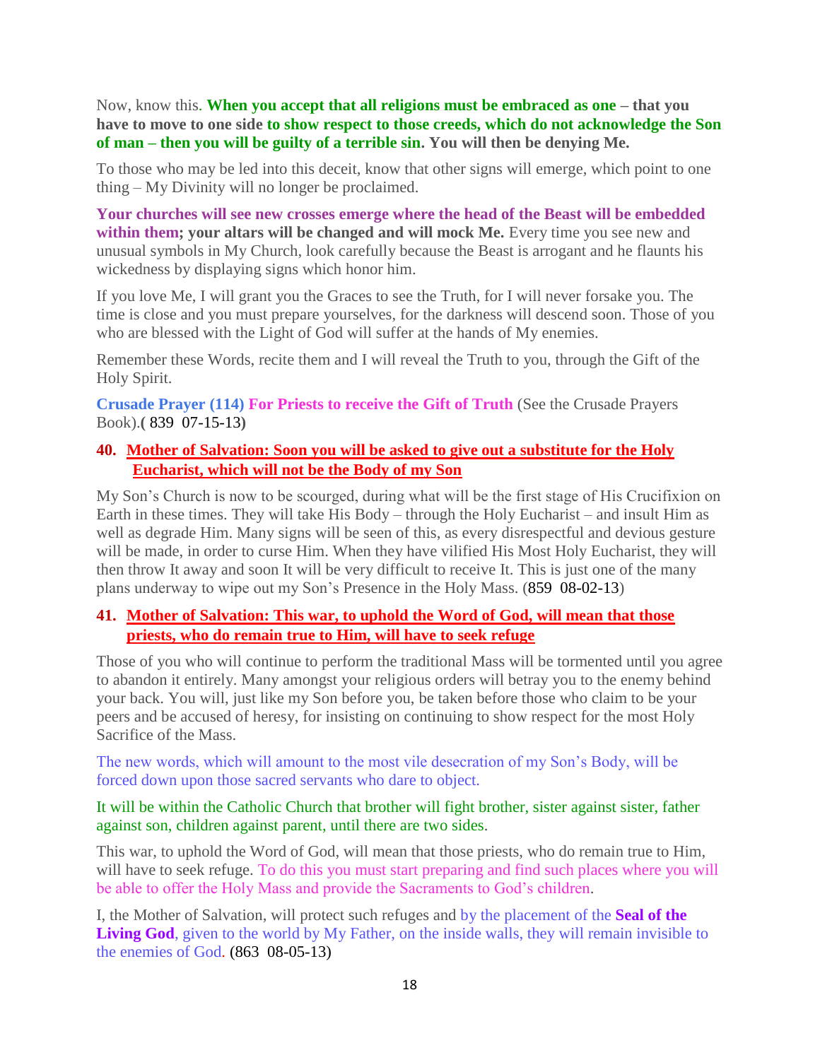Now, know this. **When you accept that all religions must be embraced as one – that you have to move to one side to show respect to those creeds, which do not acknowledge the Son of man – then you will be guilty of a terrible sin. You will then be denying Me.**

To those who may be led into this deceit, know that other signs will emerge, which point to one thing – My Divinity will no longer be proclaimed.

**Your churches will see new crosses emerge where the head of the Beast will be embedded within them; your altars will be changed and will mock Me.** Every time you see new and unusual symbols in My Church, look carefully because the Beast is arrogant and he flaunts his wickedness by displaying signs which honor him.

If you love Me, I will grant you the Graces to see the Truth, for I will never forsake you. The time is close and you must prepare yourselves, for the darkness will descend soon. Those of you who are blessed with the Light of God will suffer at the hands of My enemies.

Remember these Words, recite them and I will reveal the Truth to you, through the Gift of the Holy Spirit.

**Crusade Prayer (114) For Priests to receive the Gift of Truth** (See the Crusade Prayers Book).**(** 839 07-15-13**)**

### 40. Mother of Salvation: Soon you will be asked to give out a substitute for the Holy Eucharist, which will not be the Body of my Son

My Son's Church is now to be scourged, during what will be the first stage of His Crucifixion on Earth in these times. They will take His Body – through the Holy Eucharist – and insult Him as well as degrade Him. Many signs will be seen of this, as every disrespectful and devious gesture will be made, in order to curse Him. When they have vilified His Most Holy Eucharist, they will then throw It away and soon It will be very difficult to receive It. This is just one of the many plans underway to wipe out my Son's Presence in the Holy Mass. (859 08-02-13)

### 41. Mother of Salvation: This war, to uphold the Word of God, will mean that those priests, who do remain true to Him, will have to seek refuge

Those of you who will continue to perform the traditional Mass will be tormented until you agree to abandon it entirely. Many amongst your religious orders will betray you to the enemy behind your back. You will, just like my Son before you, be taken before those who claim to be your peers and be accused of heresy, for insisting on continuing to show respect for the most Holy Sacrifice of the Mass.

The new words, which will amount to the most vile desecration of my Son's Body, will be forced down upon those sacred servants who dare to object.

It will be within the Catholic Church that brother will fight brother, sister against sister, father against son, children against parent, until there are two sides.

This war, to uphold the Word of God, will mean that those priests, who do remain true to Him, will have to seek refuge. To do this you must start preparing and find such places where you will be able to offer the Holy Mass and provide the Sacraments to God's children.

I, the Mother of Salvation, will protect such refuges and by the placement of the **Seal of the Living God**, given to the world by My Father, on the inside walls, they will remain invisible to the enemies of God. (863 08-05-13)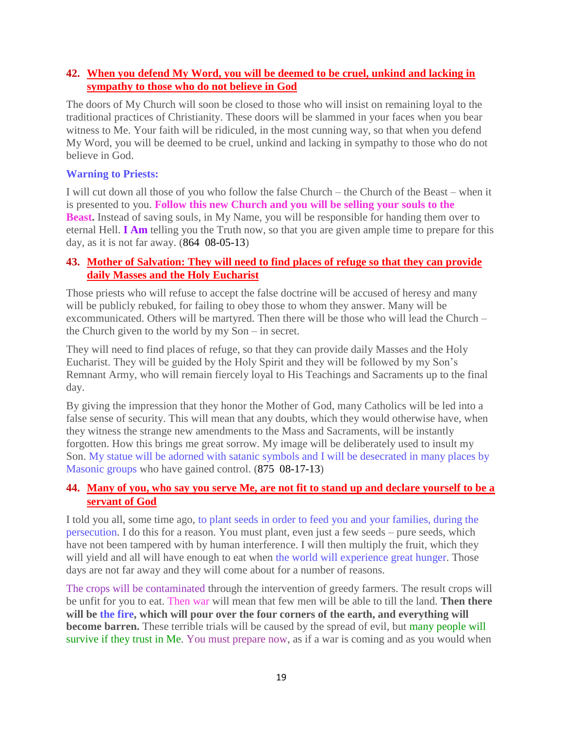**42. When you defend My Word, you will be deemed to be cruel, unkind and lacking in sympathy to those who do not believe in God**

The doors of My Church will soon be closed to those who will insist on remaining loyal to the traditional practices of Christianity. These doors will be slammed in your faces when you bear witness to Me. Your faith will be ridiculed, in the most cunning way, so that when you defend My Word, you will be deemed to be cruel, unkind and lacking in sympathy to those who do not believe in God.

**Warning to Priests:**

I will cut down all those of you who follow the false Church – the Church of the Beast – when it is presented to you. **Follow this new Church and you will be selling your souls to the Beast.** Instead of saving souls, in My Name, you will be responsible for handing them over to eternal Hell. **I Am** telling you the Truth now, so that you are given ample time to prepare for this day, as it is not far away. (864 08-05-13)

**43. Mother of Salvation: They will need to find places of refuge so that they can provide daily Masses and the Holy Eucharist**

Those priests who will refuse to accept the false doctrine will be accused of heresy and many will be publicly rebuked, for failing to obey those to whom they answer. Many will be excommunicated. Others will be martyred. Then there will be those who will lead the Church – the Church given to the world by my Son – in secret.

They will need to find places of refuge, so that they can provide daily Masses and the Holy Eucharist. They will be guided by the Holy Spirit and they will be followed by my Son's Remnant Army, who will remain fiercely loyal to His Teachings and Sacraments up to the final day.

By giving the impression that they honor the Mother of God, many Catholics will be led into a false sense of security. This will mean that any doubts, which they would otherwise have, when they witness the strange new amendments to the Mass and Sacraments, will be instantly forgotten. How this brings me great sorrow. My image will be deliberately used to insult my Son. My statue will be adorned with satanic symbols and I will be desecrated in many places by Masonic groups who have gained control. (875 08-17-13)

**44. Many of you, who say you serve Me, are not fit to stand up and declare yourself to be a servant of God**

I told you all, some time ago, to plant seeds in order to feed you and your families, during the persecution. I do this for a reason. You must plant, even just a few seeds – pure seeds, which have not been tampered with by human interference. I will then multiply the fruit, which they will yield and all will have enough to eat when the world will experience great hunger. Those days are not far away and they will come about for a number of reasons.

The crops will be contaminated through the intervention of greedy farmers. The result crops will be unfit for you to eat. Then war will mean that few men will be able to till the land. **Then there will be the fire, which will pour over the four corners of the earth, and everything will become barren.** These terrible trials will be caused by the spread of evil, but many people will survive if they trust in Me. You must prepare now, as if a war is coming and as you would when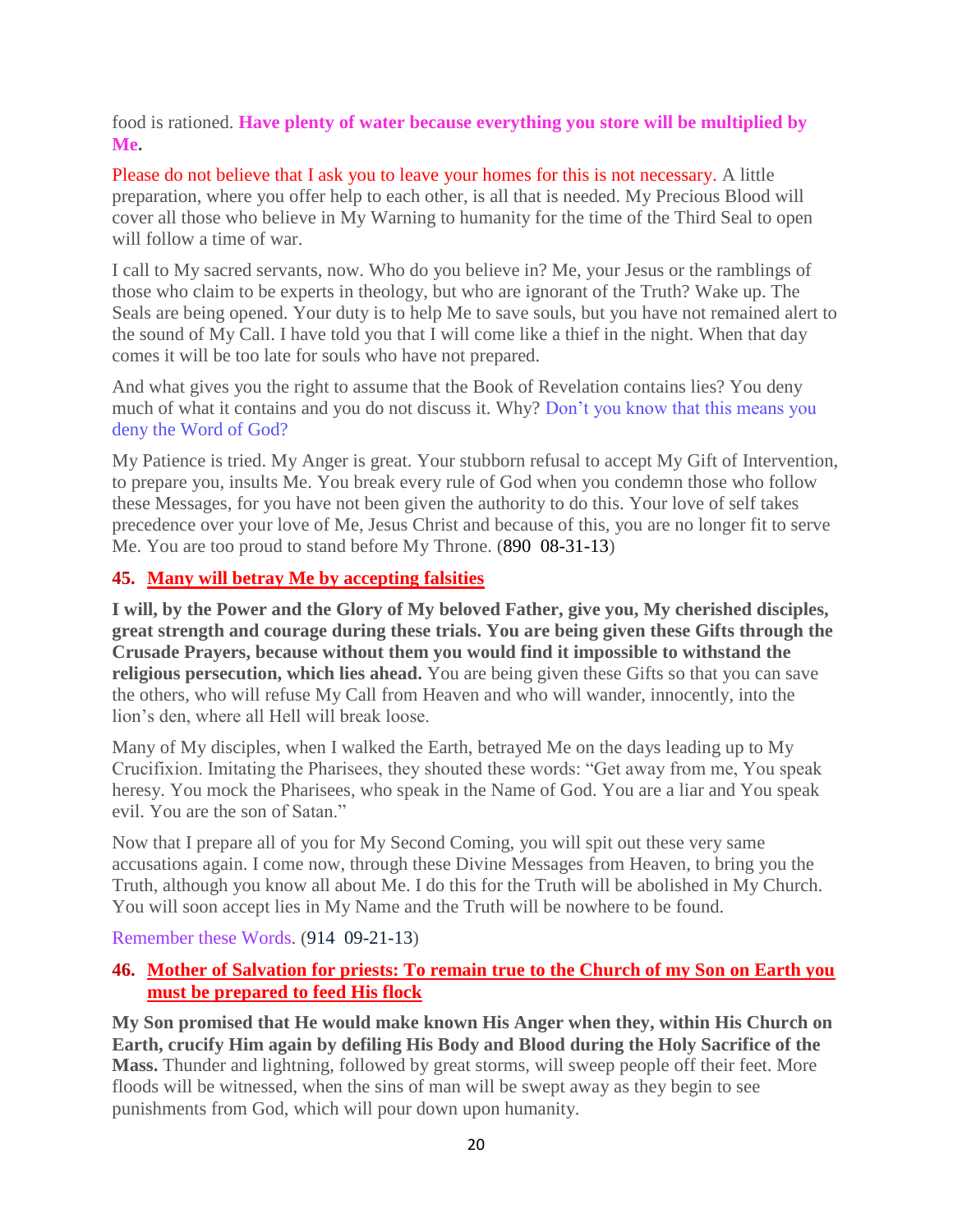food is rationed. **Have plenty of water because everything you store will be multiplied by Me.**

Please do not believe that I ask you to leave your homes for this is not necessary. A little preparation, where you offer help to each other, is all that is needed. My Precious Blood will cover all those who believe in My Warning to humanity for the time of the Third Seal to open will follow a time of war.

I call to My sacred servants, now. Who do you believe in? Me, your Jesus or the ramblings of those who claim to be experts in theology, but who are ignorant of the Truth? Wake up. The Seals are being opened. Your duty is to help Me to save souls, but you have not remained alert to the sound of My Call. I have told you that I will come like a thief in the night. When that day comes it will be too late for souls who have not prepared.

And what gives you the right to assume that the Book of Revelation contains lies? You deny much of what it contains and you do not discuss it. Why? Don't you know that this means you deny the Word of God?

My Patience is tried. My Anger is great. Your stubborn refusal to accept My Gift of Intervention, to prepare you, insults Me. You break every rule of God when you condemn those who follow these Messages, for you have not been given the authority to do this. Your love of self takes precedence over your love of Me, Jesus Christ and because of this, you are no longer fit to serve Me. You are too proud to stand before My Throne. (890 08-31-13)

### 45. Many will betray Me by accepting falsities

**I will, by the Power and the Glory of My beloved Father, give you, My cherished disciples, great strength and courage during these trials. You are being given these Gifts through the Crusade Prayers, because without them you would find it impossible to withstand the religious persecution, which lies ahead.** You are being given these Gifts so that you can save the others, who will refuse My Call from Heaven and who will wander, innocently, into the lion's den, where all Hell will break loose.

Many of My disciples, when I walked the Earth, betrayed Me on the days leading up to My Crucifixion. Imitating the Pharisees, they shouted these words: "Get away from me, You speak heresy. You mock the Pharisees, who speak in the Name of God. You are a liar and You speak evil. You are the son of Satan."

Now that I prepare all of you for My Second Coming, you will spit out these very same accusations again. I come now, through these Divine Messages from Heaven, to bring you the Truth, although you know all about Me. I do this for the Truth will be abolished in My Church. You will soon accept lies in My Name and the Truth will be nowhere to be found.

Remember these Words. (914 09-21-13)

### 46. Mother of Salvation for priests: To remain true to the Church of my Son on Earth you must be prepared to feed His flock

**My Son promised that He would make known His Anger when they, within His Church on Earth, crucify Him again by defiling His Body and Blood during the Holy Sacrifice of the Mass.** Thunder and lightning, followed by great storms, will sweep people off their feet. More floods will be witnessed, when the sins of man will be swept away as they begin to see punishments from God, which will pour down upon humanity.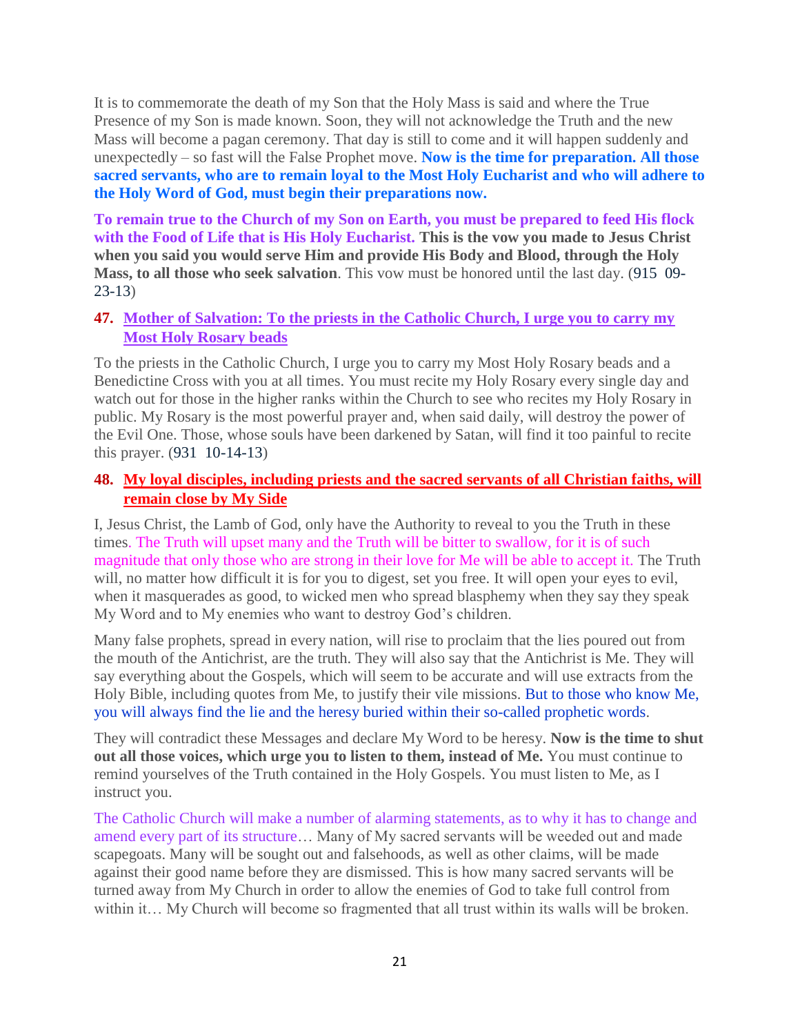It is to commemorate the death of my Son that the Holy Mass is said and where the True Presence of my Son is made known. Soon, they will not acknowledge the Truth and the new Mass will become a pagan ceremony. That day is still to come and it will happen suddenly and unexpectedly – so fast will the False Prophet move. **Now is the time for preparation. All those sacred servants, who are to remain loyal to the Most Holy Eucharist and who will adhere to the Holy Word of God, must begin their preparations now.**

**To remain true to the Church of my Son on Earth, you must be prepared to feed His flock with the Food of Life that is His Holy Eucharist. This is the vow you made to Jesus Christ when you said you would serve Him and provide His Body and Blood, through the Holy Mass, to all those who seek salvation**. This vow must be honored until the last day. (915 09-23-13)

47. **Mother of Salvation: To the priests in the Catholic Church, I urge you to carry my Most Holy Rosary beads**

To the priests in the Catholic Church, I urge you to carry my Most Holy Rosary beads and a Benedictine Cross with you at all times. You must recite my Holy Rosary every single day and watch out for those in the higher ranks within the Church to see who recites my Holy Rosary in public. My Rosary is the most powerful prayer and, when said daily, will destroy the power of the Evil One. Those, whose souls have been darkened by Satan, will find it too painful to recite this prayer. (931 10-14-13)

48. **My loyal disciples, including priests and the sacred servants of all Christian faiths, will remain close by My Side**

I, Jesus Christ, the Lamb of God, only have the Authority to reveal to you the Truth in these times. The Truth will upset many and the Truth will be bitter to swallow, for it is of such magnitude that only those who are strong in their love for Me will be able to accept it. The Truth will, no matter how difficult it is for you to digest, set you free. It will open your eyes to evil, when it masquerades as good, to wicked men who spread blasphemy when they say they speak My Word and to My enemies who want to destroy God's children.

Many false prophets, spread in every nation, will rise to proclaim that the lies poured out from the mouth of the Antichrist, are the truth. They will also say that the Antichrist is Me. They will say everything about the Gospels, which will seem to be accurate and will use extracts from the Holy Bible, including quotes from Me, to justify their vile missions. But to those who know Me, you will always find the lie and the heresy buried within their so-called prophetic words.

They will contradict these Messages and declare My Word to be heresy. **Now is the time to shut out all those voices, which urge you to listen to them, instead of Me.** You must continue to remind yourselves of the Truth contained in the Holy Gospels. You must listen to Me, as I instruct you.

The Catholic Church will make a number of alarming statements, as to why it has to change and amend every part of its structure… Many of My sacred servants will be weeded out and made scapegoats. Many will be sought out and falsehoods, as well as other claims, will be made against their good name before they are dismissed. This is how many sacred servants will be turned away from My Church in order to allow the enemies of God to take full control from within it… My Church will become so fragmented that all trust within its walls will be broken.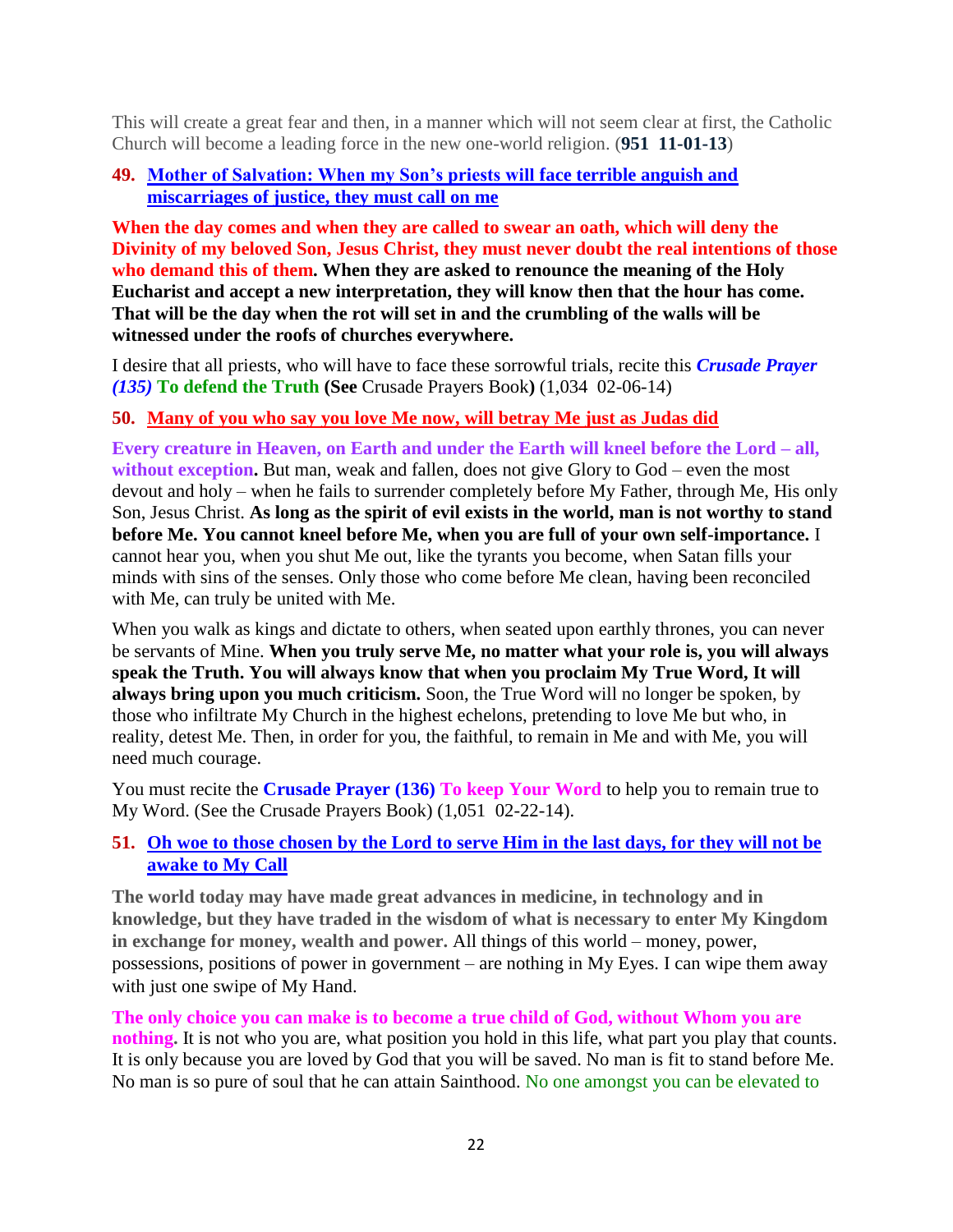This will create a great fear and then, in a manner which will not seem clear at first, the Catholic Church will become a leading force in the new one-world religion. (**951 11-01-13**)

**49. Mother of Salvation: When my Son's priests will face terrible anguish and miscarriages of justice, they must call on me**

**When the day comes and when they are called to swear an oath, which will deny the Divinity of my beloved Son, Jesus Christ, they must never doubt the real intentions of those who demand this of them. When they are asked to renounce the meaning of the Holy Eucharist and accept a new interpretation, they will know then that the hour has come. That will be the day when the rot will set in and the crumbling of the walls will be witnessed under the roofs of churches everywhere.**

I desire that all priests, who will have to face these sorrowful trials, recite this ***Crusade Prayer (135)*** **To defend the Truth** **(See** Crusade Prayers Book**)** (1,034 02-06-14)

**50. Many of you who say you love Me now, will betray Me just as Judas did**

**Every creature in Heaven, on Earth and under the Earth will kneel before the Lord – all, without exception.** But man, weak and fallen, does not give Glory to God – even the most devout and holy – when he fails to surrender completely before My Father, through Me, His only Son, Jesus Christ. **As long as the spirit of evil exists in the world, man is not worthy to stand before Me. You cannot kneel before Me, when you are full of your own self-importance.** I cannot hear you, when you shut Me out, like the tyrants you become, when Satan fills your minds with sins of the senses. Only those who come before Me clean, having been reconciled with Me, can truly be united with Me.

When you walk as kings and dictate to others, when seated upon earthly thrones, you can never be servants of Mine. **When you truly serve Me, no matter what your role is, you will always speak the Truth. You will always know that when you proclaim My True Word, It will always bring upon you much criticism.** Soon, the True Word will no longer be spoken, by those who infiltrate My Church in the highest echelons, pretending to love Me but who, in reality, detest Me. Then, in order for you, the faithful, to remain in Me and with Me, you will need much courage.

You must recite the **Crusade Prayer (136)** **To keep Your Word** to help you to remain true to My Word. (See the Crusade Prayers Book) (1,051 02-22-14).

**51. Oh woe to those chosen by the Lord to serve Him in the last days, for they will not be awake to My Call**

**The world today may have made great advances in medicine, in technology and in knowledge, but they have traded in the wisdom of what is necessary to enter My Kingdom in exchange for money, wealth and power.** All things of this world – money, power, possessions, positions of power in government – are nothing in My Eyes. I can wipe them away with just one swipe of My Hand.

**The only choice you can make is to become a true child of God, without Whom you are nothing.** It is not who you are, what position you hold in this life, what part you play that counts. It is only because you are loved by God that you will be saved. No man is fit to stand before Me. No man is so pure of soul that he can attain Sainthood. No one amongst you can be elevated to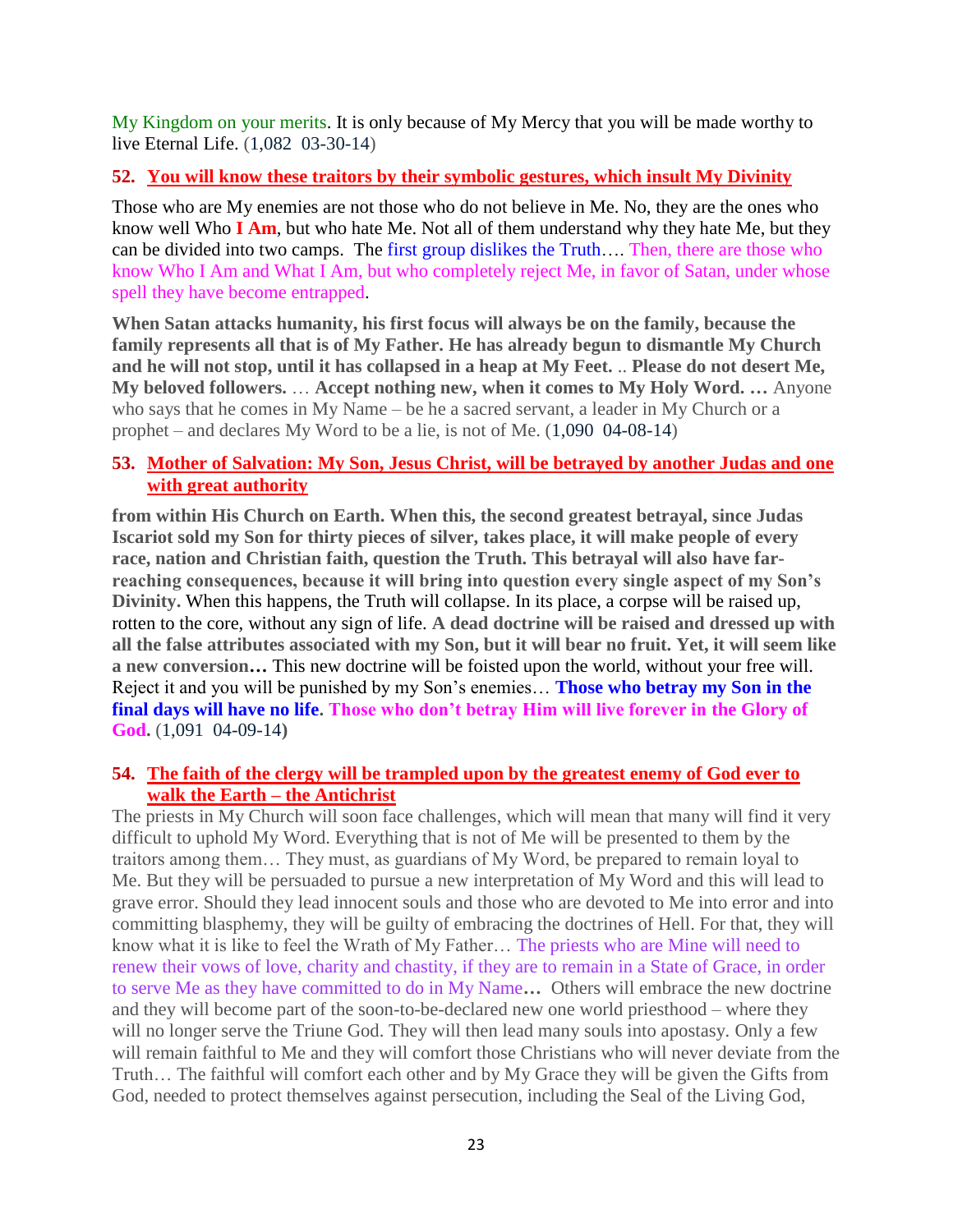My Kingdom on your merits. It is only because of My Mercy that you will be made worthy to live Eternal Life. (1,082 03-30-14)

**52. You will know these traitors by their symbolic gestures, which insult My Divinity**

Those who are My enemies are not those who do not believe in Me. No, they are the ones who know well Who **I Am**, but who hate Me. Not all of them understand why they hate Me, but they can be divided into two camps. The first group dislikes the Truth…. Then, there are those who know Who I Am and What I Am, but who completely reject Me, in favor of Satan, under whose spell they have become entrapped.

**When Satan attacks humanity, his first focus will always be on the family, because the family represents all that is of My Father. He has already begun to dismantle My Church and he will not stop, until it has collapsed in a heap at My Feet.** .. **Please do not desert Me, My beloved followers.** … **Accept nothing new, when it comes to My Holy Word. …** Anyone who says that he comes in My Name – be he a sacred servant, a leader in My Church or a prophet – and declares My Word to be a lie, is not of Me. (1,090 04-08-14)

**53. Mother of Salvation: My Son, Jesus Christ, will be betrayed by another Judas and one with great authority**

**from within His Church on Earth. When this, the second greatest betrayal, since Judas Iscariot sold my Son for thirty pieces of silver, takes place, it will make people of every race, nation and Christian faith, question the Truth. This betrayal will also have far-reaching consequences, because it will bring into question every single aspect of my Son's Divinity.** When this happens, the Truth will collapse. In its place, a corpse will be raised up, rotten to the core, without any sign of life. **A dead doctrine will be raised and dressed up with all the false attributes associated with my Son, but it will bear no fruit. Yet, it will seem like a new conversion…** This new doctrine will be foisted upon the world, without your free will. Reject it and you will be punished by my Son's enemies… **Those who betray my Son in the final days will have no life. Those who don't betray Him will live forever in the Glory of God.** (1,091 04-09-14)

**54. The faith of the clergy will be trampled upon by the greatest enemy of God ever to walk the Earth – the Antichrist**

The priests in My Church will soon face challenges, which will mean that many will find it very difficult to uphold My Word. Everything that is not of Me will be presented to them by the traitors among them… They must, as guardians of My Word, be prepared to remain loyal to Me. But they will be persuaded to pursue a new interpretation of My Word and this will lead to grave error. Should they lead innocent souls and those who are devoted to Me into error and into committing blasphemy, they will be guilty of embracing the doctrines of Hell. For that, they will know what it is like to feel the Wrath of My Father… The priests who are Mine will need to renew their vows of love, charity and chastity, if they are to remain in a State of Grace, in order to serve Me as they have committed to do in My Name**…** Others will embrace the new doctrine and they will become part of the soon-to-be-declared new one world priesthood – where they will no longer serve the Triune God. They will then lead many souls into apostasy. Only a few will remain faithful to Me and they will comfort those Christians who will never deviate from the Truth… The faithful will comfort each other and by My Grace they will be given the Gifts from God, needed to protect themselves against persecution, including the Seal of the Living God,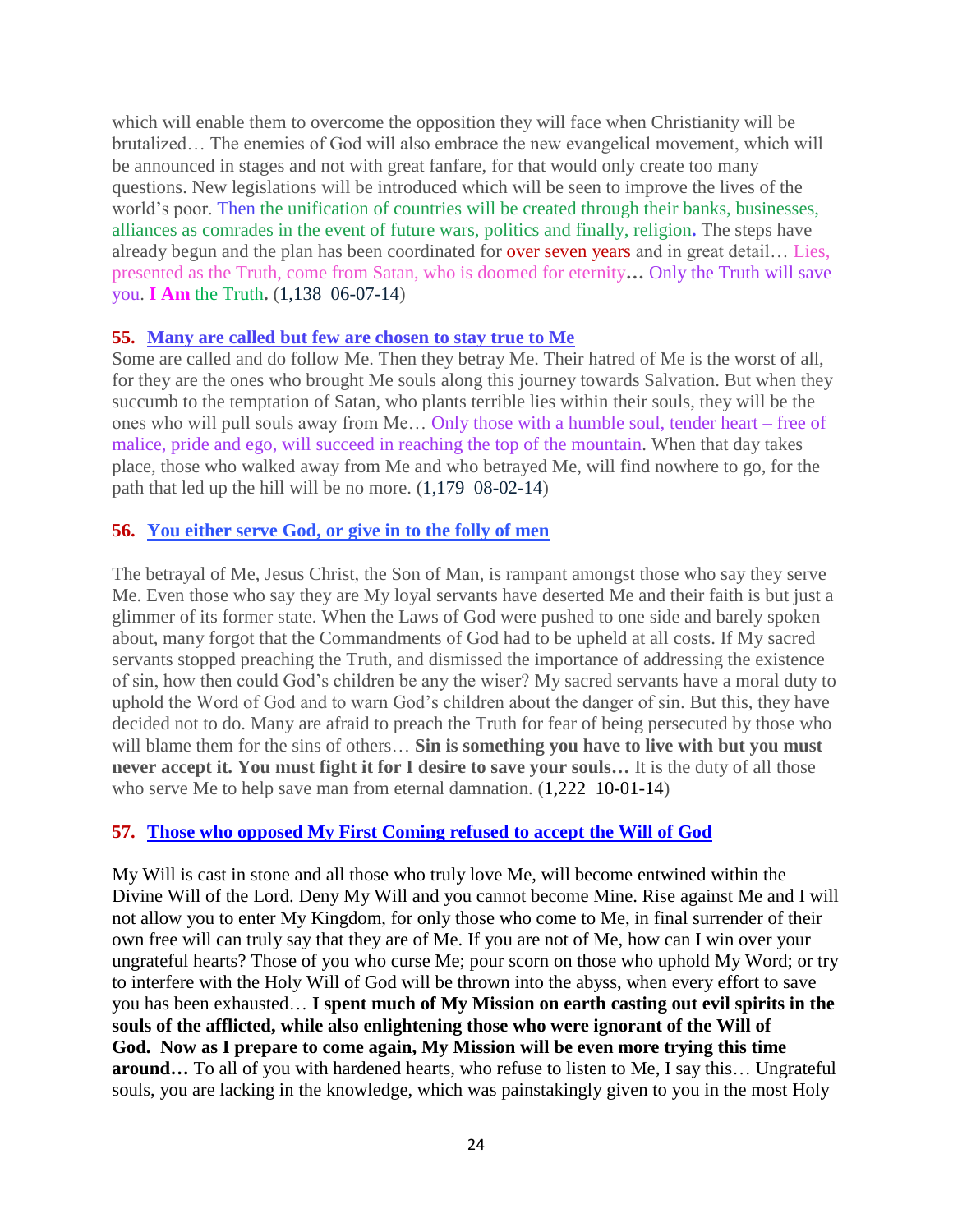which will enable them to overcome the opposition they will face when Christianity will be brutalized… The enemies of God will also embrace the new evangelical movement, which will be announced in stages and not with great fanfare, for that would only create too many questions. New legislations will be introduced which will be seen to improve the lives of the world's poor. Then the unification of countries will be created through their banks, businesses, alliances as comrades in the event of future wars, politics and finally, religion**.** The steps have already begun and the plan has been coordinated for over seven years and in great detail… Lies, presented as the Truth, come from Satan, who is doomed for eternity**…** Only the Truth will save you. **I Am** the Truth**.** (1,138 06-07-14)

### **55. Many are called but few are chosen to stay true to Me**

Some are called and do follow Me. Then they betray Me. Their hatred of Me is the worst of all, for they are the ones who brought Me souls along this journey towards Salvation. But when they succumb to the temptation of Satan, who plants terrible lies within their souls, they will be the ones who will pull souls away from Me… Only those with a humble soul, tender heart – free of malice, pride and ego, will succeed in reaching the top of the mountain. When that day takes place, those who walked away from Me and who betrayed Me, will find nowhere to go, for the path that led up the hill will be no more. (1,179 08-02-14)

### **56. You either serve God, or give in to the folly of men**

The betrayal of Me, Jesus Christ, the Son of Man, is rampant amongst those who say they serve Me. Even those who say they are My loyal servants have deserted Me and their faith is but just a glimmer of its former state. When the Laws of God were pushed to one side and barely spoken about, many forgot that the Commandments of God had to be upheld at all costs. If My sacred servants stopped preaching the Truth, and dismissed the importance of addressing the existence of sin, how then could God's children be any the wiser? My sacred servants have a moral duty to uphold the Word of God and to warn God's children about the danger of sin. But this, they have decided not to do. Many are afraid to preach the Truth for fear of being persecuted by those who will blame them for the sins of others… **Sin is something you have to live with but you must never accept it. You must fight it for I desire to save your souls…** It is the duty of all those who serve Me to help save man from eternal damnation. (1,222 10-01-14)

### **57. Those who opposed My First Coming refused to accept the Will of God**

My Will is cast in stone and all those who truly love Me, will become entwined within the Divine Will of the Lord. Deny My Will and you cannot become Mine. Rise against Me and I will not allow you to enter My Kingdom, for only those who come to Me, in final surrender of their own free will can truly say that they are of Me. If you are not of Me, how can I win over your ungrateful hearts? Those of you who curse Me; pour scorn on those who uphold My Word; or try to interfere with the Holy Will of God will be thrown into the abyss, when every effort to save you has been exhausted… **I spent much of My Mission on earth casting out evil spirits in the souls of the afflicted, while also enlightening those who were ignorant of the Will of God. Now as I prepare to come again, My Mission will be even more trying this time around…** To all of you with hardened hearts, who refuse to listen to Me, I say this… Ungrateful souls, you are lacking in the knowledge, which was painstakingly given to you in the most Holy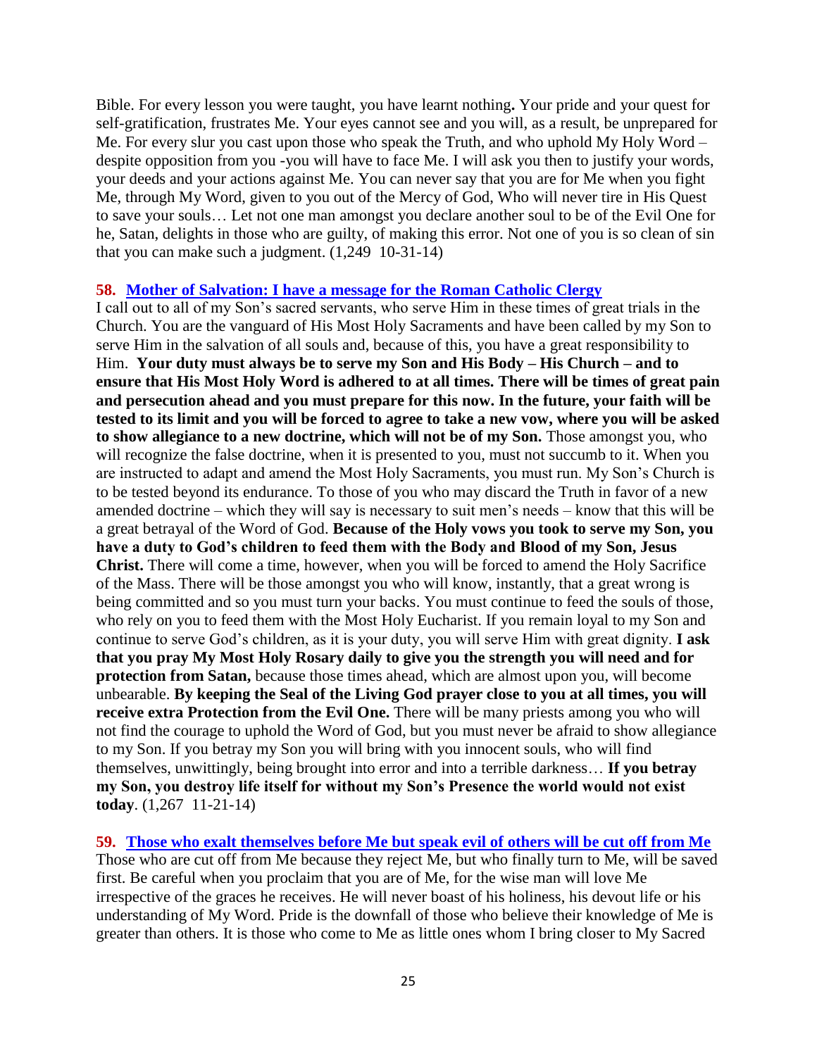Bible. For every lesson you were taught, you have learnt nothing**.** Your pride and your quest for self-gratification, frustrates Me. Your eyes cannot see and you will, as a result, be unprepared for Me. For every slur you cast upon those who speak the Truth, and who uphold My Holy Word – despite opposition from you -you will have to face Me. I will ask you then to justify your words, your deeds and your actions against Me. You can never say that you are for Me when you fight Me, through My Word, given to you out of the Mercy of God, Who will never tire in His Quest to save your souls… Let not one man amongst you declare another soul to be of the Evil One for he, Satan, delights in those who are guilty, of making this error. Not one of you is so clean of sin that you can make such a judgment. (1,249 10-31-14)

**58. Mother of Salvation: I have a message for the Roman Catholic Clergy**

I call out to all of my Son's sacred servants, who serve Him in these times of great trials in the Church. You are the vanguard of His Most Holy Sacraments and have been called by my Son to serve Him in the salvation of all souls and, because of this, you have a great responsibility to Him. **Your duty must always be to serve my Son and His Body – His Church – and to ensure that His Most Holy Word is adhered to at all times. There will be times of great pain and persecution ahead and you must prepare for this now. In the future, your faith will be tested to its limit and you will be forced to agree to take a new vow, where you will be asked to show allegiance to a new doctrine, which will not be of my Son.** Those amongst you, who will recognize the false doctrine, when it is presented to you, must not succumb to it. When you are instructed to adapt and amend the Most Holy Sacraments, you must run. My Son's Church is to be tested beyond its endurance. To those of you who may discard the Truth in favor of a new amended doctrine – which they will say is necessary to suit men's needs – know that this will be a great betrayal of the Word of God. **Because of the Holy vows you took to serve my Son, you have a duty to God's children to feed them with the Body and Blood of my Son, Jesus Christ.** There will come a time, however, when you will be forced to amend the Holy Sacrifice of the Mass. There will be those amongst you who will know, instantly, that a great wrong is being committed and so you must turn your backs. You must continue to feed the souls of those, who rely on you to feed them with the Most Holy Eucharist. If you remain loyal to my Son and continue to serve God's children, as it is your duty, you will serve Him with great dignity. **I ask that you pray My Most Holy Rosary daily to give you the strength you will need and for protection from Satan,** because those times ahead, which are almost upon you, will become unbearable. **By keeping the Seal of the Living God prayer close to you at all times, you will receive extra Protection from the Evil One.** There will be many priests among you who will not find the courage to uphold the Word of God, but you must never be afraid to show allegiance to my Son. If you betray my Son you will bring with you innocent souls, who will find themselves, unwittingly, being brought into error and into a terrible darkness… **If you betray my Son, you destroy life itself for without my Son's Presence the world would not exist today**. (1,267 11-21-14)

**59. Those who exalt themselves before Me but speak evil of others will be cut off from Me**

Those who are cut off from Me because they reject Me, but who finally turn to Me, will be saved first. Be careful when you proclaim that you are of Me, for the wise man will love Me irrespective of the graces he receives. He will never boast of his holiness, his devout life or his understanding of My Word. Pride is the downfall of those who believe their knowledge of Me is greater than others. It is those who come to Me as little ones whom I bring closer to My Sacred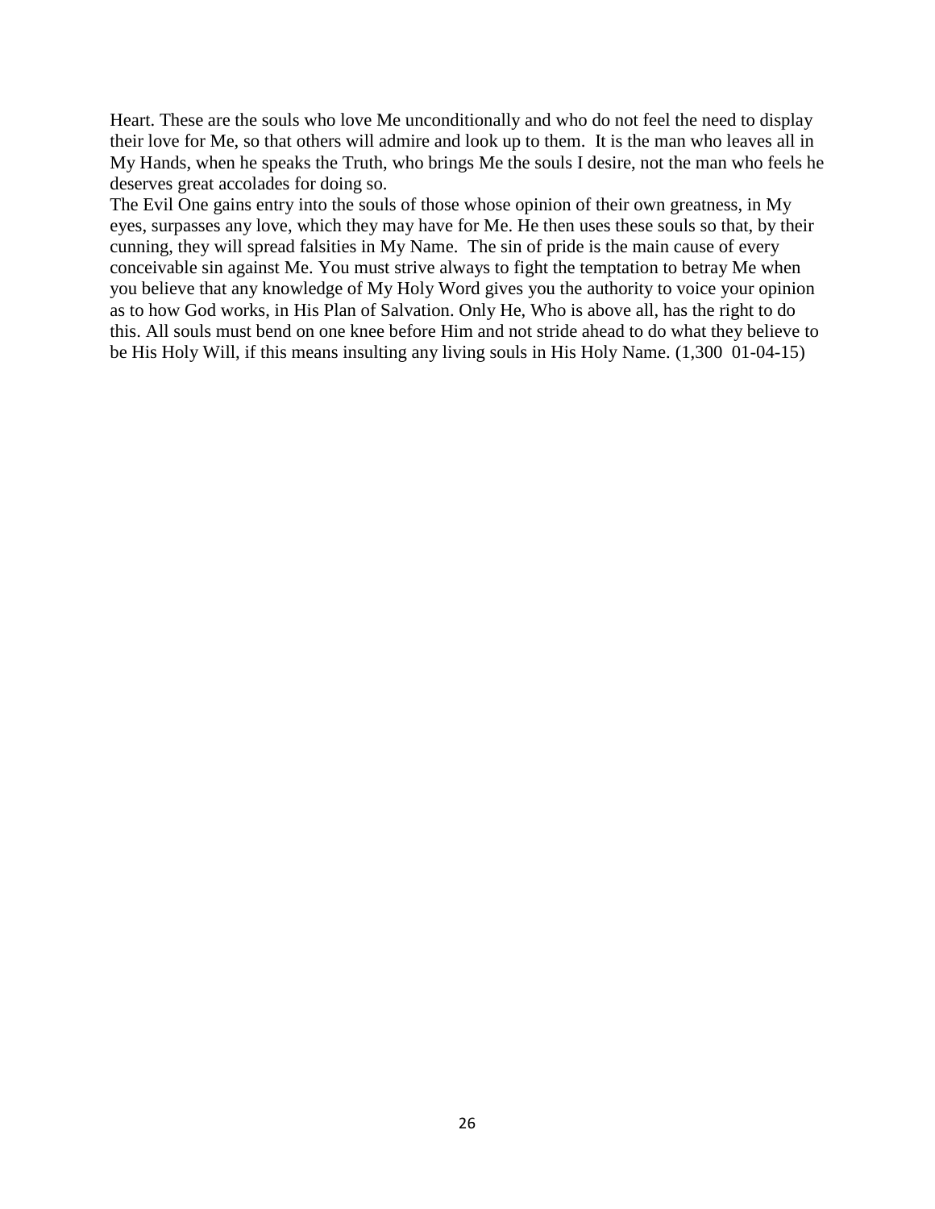Heart. These are the souls who love Me unconditionally and who do not feel the need to display their love for Me, so that others will admire and look up to them. It is the man who leaves all in My Hands, when he speaks the Truth, who brings Me the souls I desire, not the man who feels he deserves great accolades for doing so.

The Evil One gains entry into the souls of those whose opinion of their own greatness, in My eyes, surpasses any love, which they may have for Me. He then uses these souls so that, by their cunning, they will spread falsities in My Name. The sin of pride is the main cause of every conceivable sin against Me. You must strive always to fight the temptation to betray Me when you believe that any knowledge of My Holy Word gives you the authority to voice your opinion as to how God works, in His Plan of Salvation. Only He, Who is above all, has the right to do this. All souls must bend on one knee before Him and not stride ahead to do what they believe to be His Holy Will, if this means insulting any living souls in His Holy Name. (1,300 01-04-15)